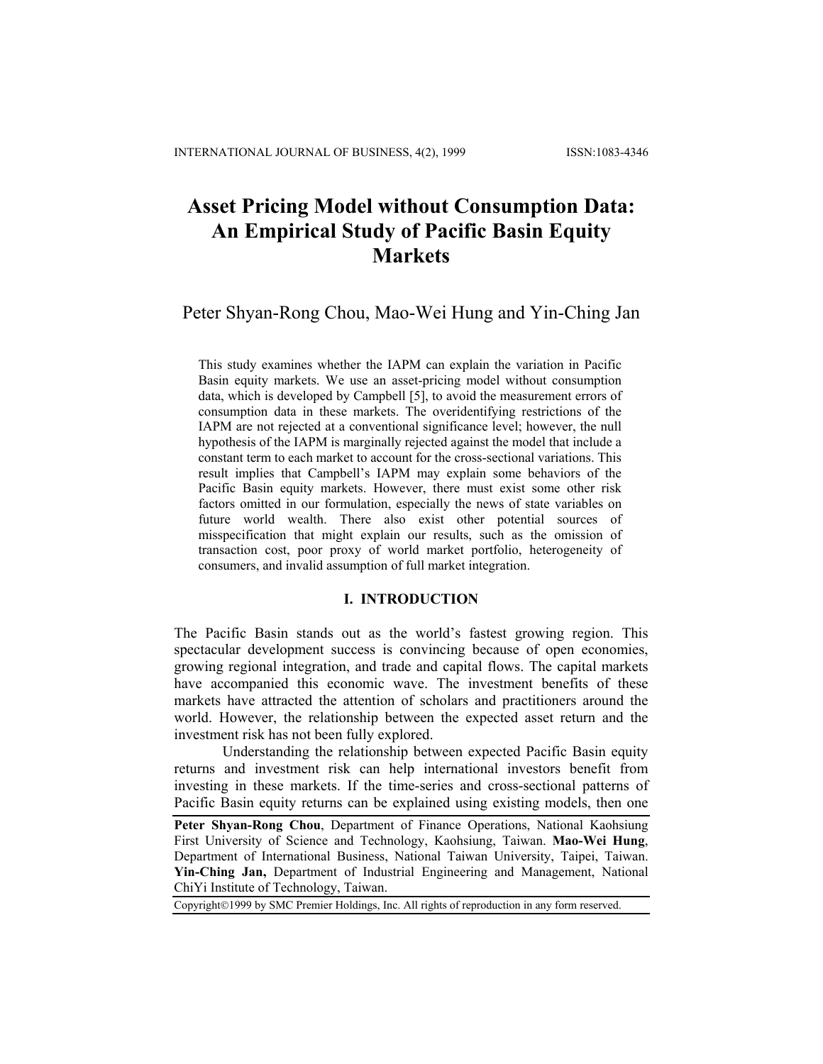# Asset Pricing Model without Consumption Data: An Empirical Study of Pacific Basin Equity Markets

Peter Shyan-Rong Chou, Mao-Wei Hung and Yin-Ching Jan

This study examines whether the IAPM can explain the variation in Pacific Basin equity markets. We use an asset-pricing model without consumption data, which is developed by Campbell [5], to avoid the measurement errors of consumption data in these markets. The overidentifying restrictions of the IAPM are not rejected at a conventional significance level; however, the null hypothesis of the IAPM is marginally rejected against the model that include a constant term to each market to account for the cross-sectional variations. This result implies that Campbell's IAPM may explain some behaviors of the Pacific Basin equity markets. However, there must exist some other risk factors omitted in our formulation, especially the news of state variables on future world wealth. There also exist other potential sources of misspecification that might explain our results, such as the omission of transaction cost, poor proxy of world market portfolio, heterogeneity of consumers, and invalid assumption of full market integration.

## I. INTRODUCTION

The Pacific Basin stands out as the world's fastest growing region. This spectacular development success is convincing because of open economies, growing regional integration, and trade and capital flows. The capital markets have accompanied this economic wave. The investment benefits of these markets have attracted the attention of scholars and practitioners around the world. However, the relationship between the expected asset return and the investment risk has not been fully explored.

Understanding the relationship between expected Pacific Basin equity returns and investment risk can help international investors benefit from investing in these markets. If the time-series and cross-sectional patterns of Pacific Basin equity returns can be explained using existing models, then one

**Peter Shyan-Rong Chou**, Department of Finance Operations, National Kaohsiung First University of Science and Technology, Kaohsiung, Taiwan. **Mao-Wei Hung**, Department of International Business, National Taiwan University, Taipei, Taiwan. **Yin-Ching Jan,** Department of Industrial Engineering and Management, National ChiYi Institute of Technology, Taiwan.

Copyright©1999 by SMC Premier Holdings, Inc. All rights of reproduction in any form reserved.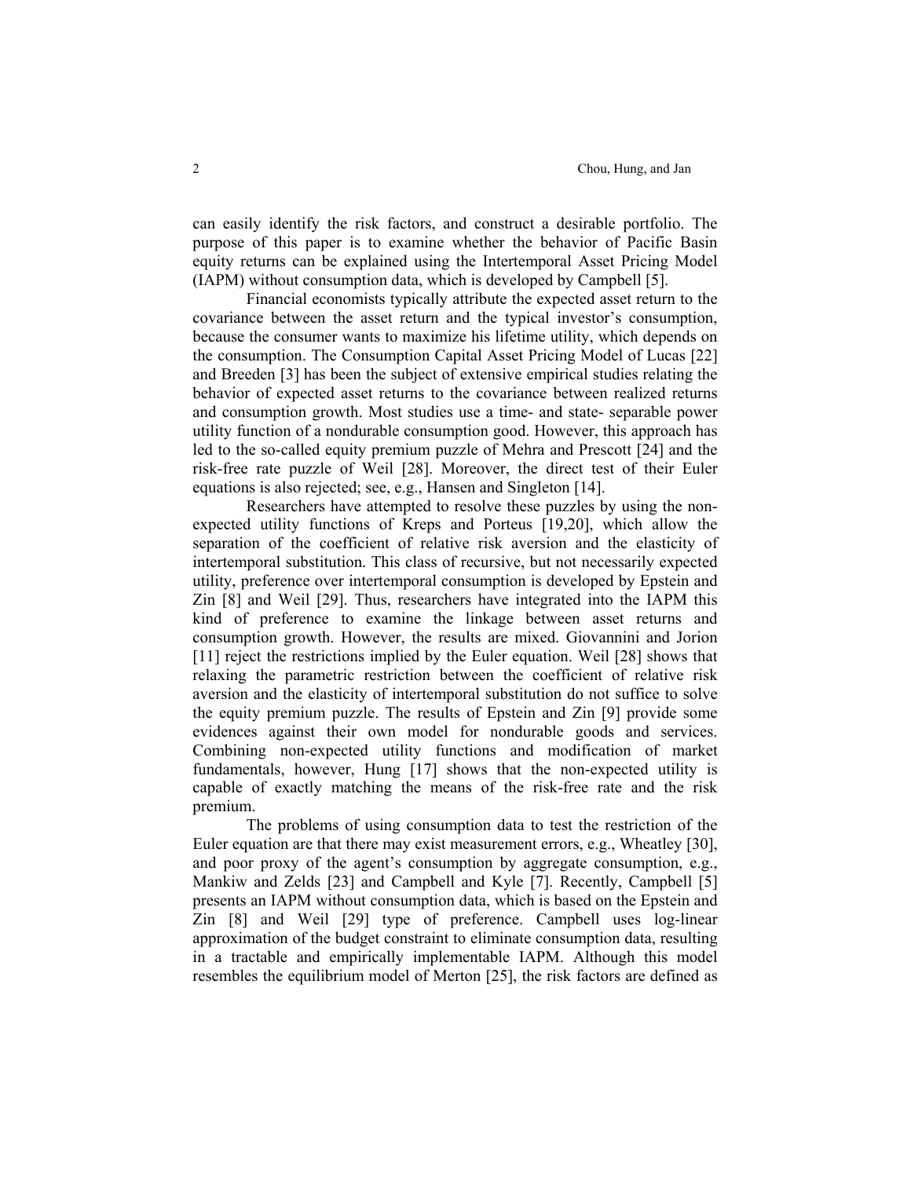can easily identify the risk factors, and construct a desirable portfolio. The purpose of this paper is to examine whether the behavior of Pacific Basin equity returns can be explained using the Intertemporal Asset Pricing Model (IAPM) without consumption data, which is developed by Campbell [5].

Financial economists typically attribute the expected asset return to the covariance between the asset return and the typical investor's consumption, because the consumer wants to maximize his lifetime utility, which depends on the consumption. The Consumption Capital Asset Pricing Model of Lucas [22] and Breeden [3] has been the subject of extensive empirical studies relating the behavior of expected asset returns to the covariance between realized returns and consumption growth. Most studies use a time- and state- separable power utility function of a nondurable consumption good. However, this approach has led to the so-called equity premium puzzle of Mehra and Prescott [24] and the risk-free rate puzzle of Weil [28]. Moreover, the direct test of their Euler equations is also rejected; see, e.g., Hansen and Singleton [14].

Researchers have attempted to resolve these puzzles by using the non-expected utility functions of Kreps and Porteus [19,20], which allow the separation of the coefficient of relative risk aversion and the elasticity of intertemporal substitution. This class of recursive, but not necessarily expected utility, preference over intertemporal consumption is developed by Epstein and Zin [8] and Weil [29]. Thus, researchers have integrated into the IAPM this kind of preference to examine the linkage between asset returns and consumption growth. However, the results are mixed. Giovannini and Jorion [11] reject the restrictions implied by the Euler equation. Weil [28] shows that relaxing the parametric restriction between the coefficient of relative risk aversion and the elasticity of intertemporal substitution do not suffice to solve the equity premium puzzle. The results of Epstein and Zin [9] provide some evidences against their own model for nondurable goods and services. Combining non-expected utility functions and modification of market fundamentals, however, Hung [17] shows that the non-expected utility is capable of exactly matching the means of the risk-free rate and the risk premium.

The problems of using consumption data to test the restriction of the Euler equation are that there may exist measurement errors, e.g., Wheatley [30], and poor proxy of the agent's consumption by aggregate consumption, e.g., Mankiw and Zelds [23] and Campbell and Kyle [7]. Recently, Campbell [5] presents an IAPM without consumption data, which is based on the Epstein and Zin [8] and Weil [29] type of preference. Campbell uses log-linear approximation of the budget constraint to eliminate consumption data, resulting in a tractable and empirically implementable IAPM. Although this model resembles the equilibrium model of Merton [25], the risk factors are defined as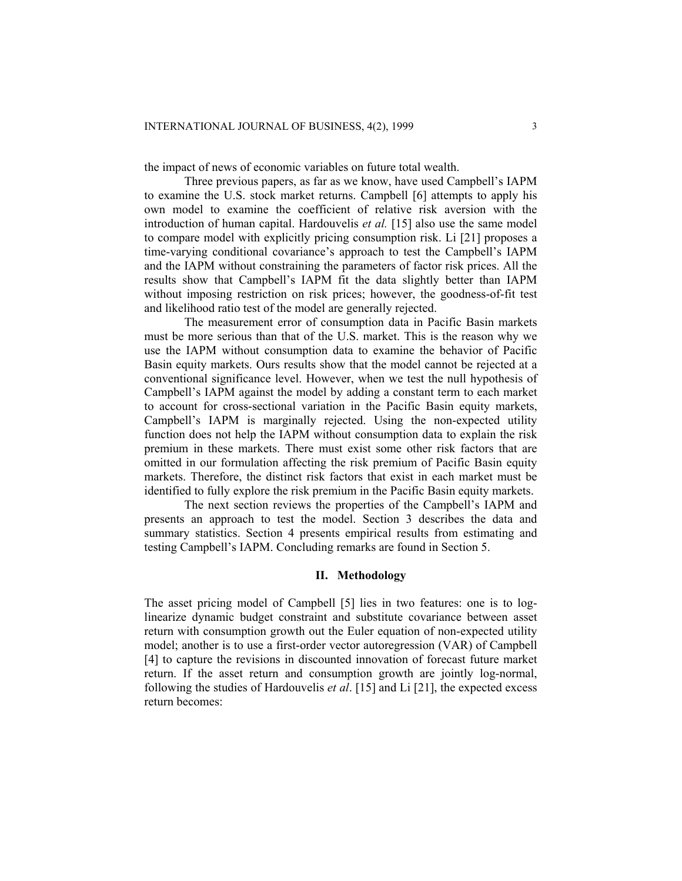the impact of news of economic variables on future total wealth.

Three previous papers, as far as we know, have used Campbell's IAPM to examine the U.S. stock market returns. Campbell [6] attempts to apply his own model to examine the coefficient of relative risk aversion with the introduction of human capital. Hardouvelis *et al.* [15] also use the same model to compare model with explicitly pricing consumption risk. Li [21] proposes a time-varying conditional covariance's approach to test the Campbell's IAPM and the IAPM without constraining the parameters of factor risk prices. All the results show that Campbell's IAPM fit the data slightly better than IAPM without imposing restriction on risk prices; however, the goodness-of-fit test and likelihood ratio test of the model are generally rejected.

The measurement error of consumption data in Pacific Basin markets must be more serious than that of the U.S. market. This is the reason why we use the IAPM without consumption data to examine the behavior of Pacific Basin equity markets. Ours results show that the model cannot be rejected at a conventional significance level. However, when we test the null hypothesis of Campbell's IAPM against the model by adding a constant term to each market to account for cross-sectional variation in the Pacific Basin equity markets, Campbell's IAPM is marginally rejected. Using the non-expected utility function does not help the IAPM without consumption data to explain the risk premium in these markets. There must exist some other risk factors that are omitted in our formulation affecting the risk premium of Pacific Basin equity markets. Therefore, the distinct risk factors that exist in each market must be identified to fully explore the risk premium in the Pacific Basin equity markets.

The next section reviews the properties of the Campbell's IAPM and presents an approach to test the model. Section 3 describes the data and summary statistics. Section 4 presents empirical results from estimating and testing Campbell's IAPM. Concluding remarks are found in Section 5.

## II. Methodology

The asset pricing model of Campbell [5] lies in two features: one is to log-linearize dynamic budget constraint and substitute covariance between asset return with consumption growth out the Euler equation of non-expected utility model; another is to use a first-order vector autoregression (VAR) of Campbell [4] to capture the revisions in discounted innovation of forecast future market return. If the asset return and consumption growth are jointly log-normal, following the studies of Hardouvelis *et al*. [15] and Li [21], the expected excess return becomes: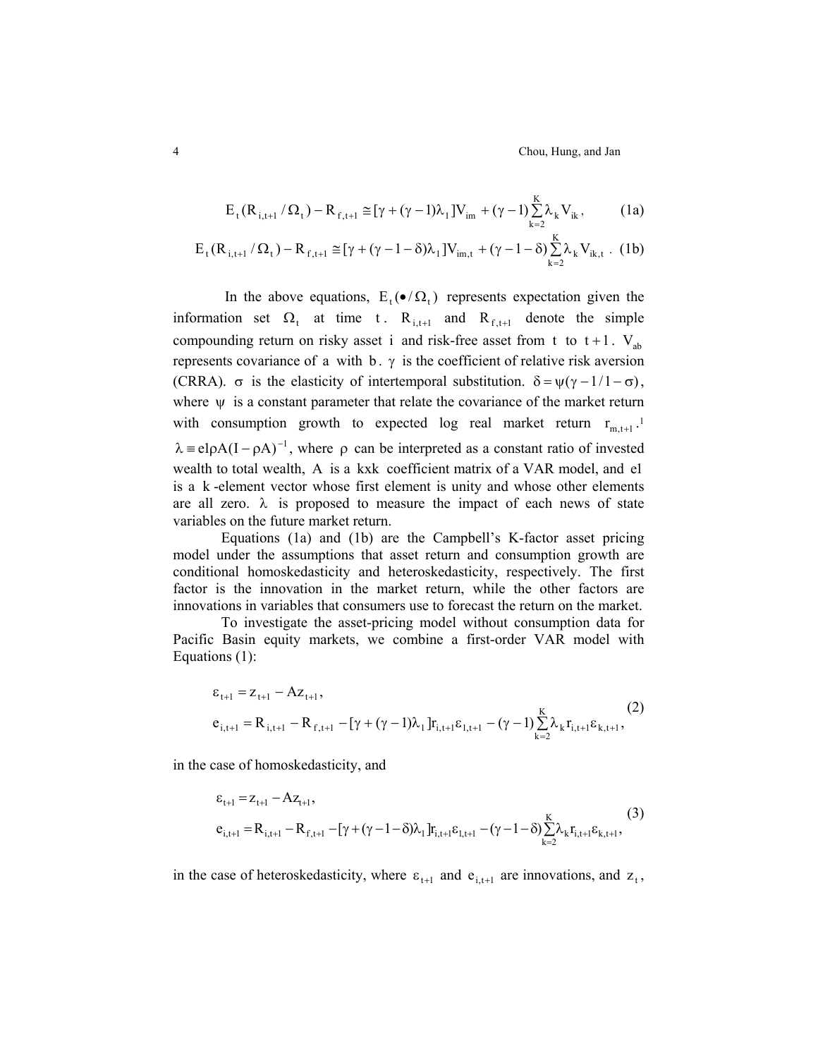$$E_t(R_{i,t+1}/\Omega_t) - R_{f,t+1} \cong [\gamma + (\gamma - 1)\lambda_1]V_{im} + (\gamma - 1)\sum_{k=2}^{K}\lambda_k V_{ik}, \quad \text{(1a)}$$

$$E_t(R_{i,t+1}/\Omega_t) - R_{f,t+1} \cong [\gamma + (\gamma - 1 - \delta)\lambda_1]V_{im,t} + (\gamma - 1 - \delta)\sum_{k=2}^{K}\lambda_k V_{ik,t}. \quad \text{(1b)}$$

In the above equations, $E_t(\bullet/\Omega_t)$ represents expectation given the information set $\Omega_t$ at time $t$. $R_{i,t+1}$ and $R_{f,t+1}$ denote the simple compounding return on risky asset $i$ and risk-free asset from $t$ to $t+1$. $V_{ab}$ represents covariance of $a$ with $b$. $\gamma$ is the coefficient of relative risk aversion (CRRA). $\sigma$ is the elasticity of intertemporal substitution. $\delta = \psi(\gamma - 1/1 - \sigma)$, where $\psi$ is a constant parameter that relate the covariance of the market return with consumption growth to expected log real market return $r_{m,t+1}$.[1] $\lambda \equiv e1\rho A(I - \rho A)^{-1}$, where $\rho$ can be interpreted as a constant ratio of invested wealth to total wealth, $A$ is a $k\mathrm{x}k$ coefficient matrix of a VAR model, and $e1$ is a $k$-element vector whose first element is unity and whose other elements are all zero. $\lambda$ is proposed to measure the impact of each news of state variables on the future market return.

Equations (1a) and (1b) are the Campbell's K-factor asset pricing model under the assumptions that asset return and consumption growth are conditional homoskedasticity and heteroskedasticity, respectively. The first factor is the innovation in the market return, while the other factors are innovations in variables that consumers use to forecast the return on the market.

To investigate the asset-pricing model without consumption data for Pacific Basin equity markets, we combine a first-order VAR model with Equations (1):

$$\begin{aligned}
&\varepsilon_{t+1} = z_{t+1} - Az_{t+1}, \\
&e_{i,t+1} = R_{i,t+1} - R_{f,t+1} - [\gamma + (\gamma - 1)\lambda_1]r_{i,t+1}\varepsilon_{1,t+1} - (\gamma - 1)\sum_{k=2}^{K}\lambda_k r_{i,t+1}\varepsilon_{k,t+1},
\end{aligned} \quad \text{(2)}$$

in the case of homoskedasticity, and

$$\begin{aligned}
&\varepsilon_{t+1} = z_{t+1} - Az_{t+1}, \\
&e_{i,t+1} = R_{i,t+1} - R_{f,t+1} - [\gamma + (\gamma - 1 - \delta)\lambda_1]r_{i,t+1}\varepsilon_{1,t+1} - (\gamma - 1 - \delta)\sum_{k=2}^{K}\lambda_k r_{i,t+1}\varepsilon_{k,t+1},
\end{aligned} \quad \text{(3)}$$

in the case of heteroskedasticity, where $\varepsilon_{t+1}$ and $e_{i,t+1}$ are innovations, and $z_t$,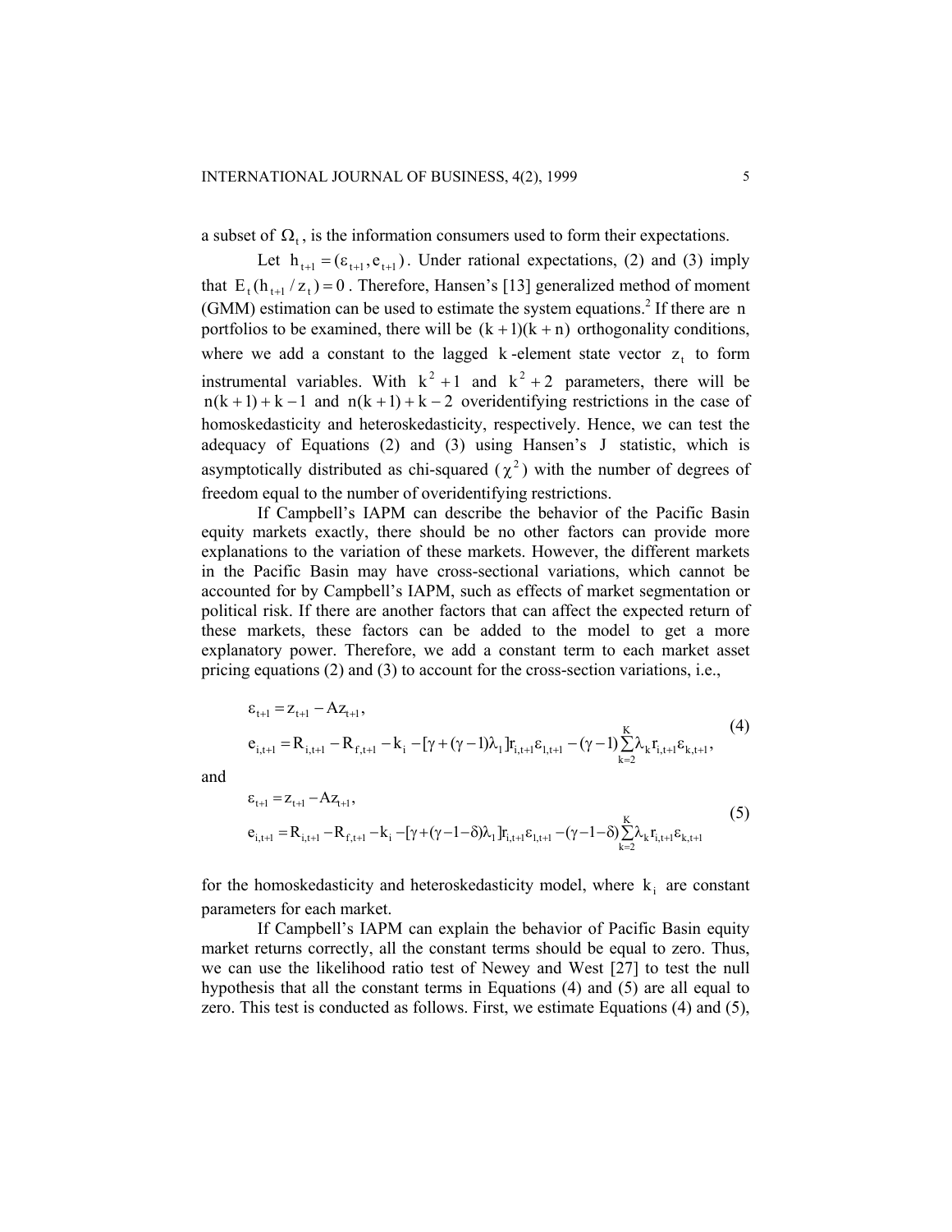a subset of $\Omega_t$, is the information consumers used to form their expectations.

Let $h_{t+1} = (\varepsilon_{t+1}, e_{t+1})$. Under rational expectations, (2) and (3) imply that $E_t(h_{t+1}/z_t) = 0$. Therefore, Hansen's [13] generalized method of moment (GMM) estimation can be used to estimate the system equations.[2] If there are $n$ portfolios to be examined, there will be $(k+1)(k+n)$ orthogonality conditions, where we add a constant to the lagged $k$-element state vector $z_t$ to form instrumental variables. With $k^2+1$ and $k^2+2$ parameters, there will be $n(k+1)+k-1$ and $n(k+1)+k-2$ overidentifying restrictions in the case of homoskedasticity and heteroskedasticity, respectively. Hence, we can test the adequacy of Equations (2) and (3) using Hansen's J statistic, which is asymptotically distributed as chi-squared ($\chi^2$) with the number of degrees of freedom equal to the number of overidentifying restrictions.

If Campbell's IAPM can describe the behavior of the Pacific Basin equity markets exactly, there should be no other factors can provide more explanations to the variation of these markets. However, the different markets in the Pacific Basin may have cross-sectional variations, which cannot be accounted for by Campbell's IAPM, such as effects of market segmentation or political risk. If there are another factors that can affect the expected return of these markets, these factors can be added to the model to get a more explanatory power. Therefore, we add a constant term to each market asset pricing equations (2) and (3) to account for the cross-section variations, i.e.,

$$
\begin{aligned}
&\varepsilon_{t+1} = z_{t+1} - Az_{t+1}, \\
&e_{i,t+1} = R_{i,t+1} - R_{f,t+1} - k_i - [\gamma + (\gamma - 1)\lambda_1] r_{i,t+1}\varepsilon_{1,t+1} - (\gamma - 1)\sum_{k=2}^{K} \lambda_k r_{i,t+1}\varepsilon_{k,t+1},
\end{aligned}
\tag{4}
$$

and

$$
\begin{aligned}
&\varepsilon_{t+1} = z_{t+1} - Az_{t+1}, \\
&e_{i,t+1} = R_{i,t+1} - R_{f,t+1} - k_i - [\gamma + (\gamma - 1 - \delta)\lambda_1] r_{i,t+1}\varepsilon_{1,t+1} - (\gamma - 1 - \delta)\sum_{k=2}^{K} \lambda_k r_{i,t+1}\varepsilon_{k,t+1}
\end{aligned}
\tag{5}
$$

for the homoskedasticity and heteroskedasticity model, where $k_i$ are constant parameters for each market.

If Campbell's IAPM can explain the behavior of Pacific Basin equity market returns correctly, all the constant terms should be equal to zero. Thus, we can use the likelihood ratio test of Newey and West [27] to test the null hypothesis that all the constant terms in Equations (4) and (5) are all equal to zero. This test is conducted as follows. First, we estimate Equations (4) and (5),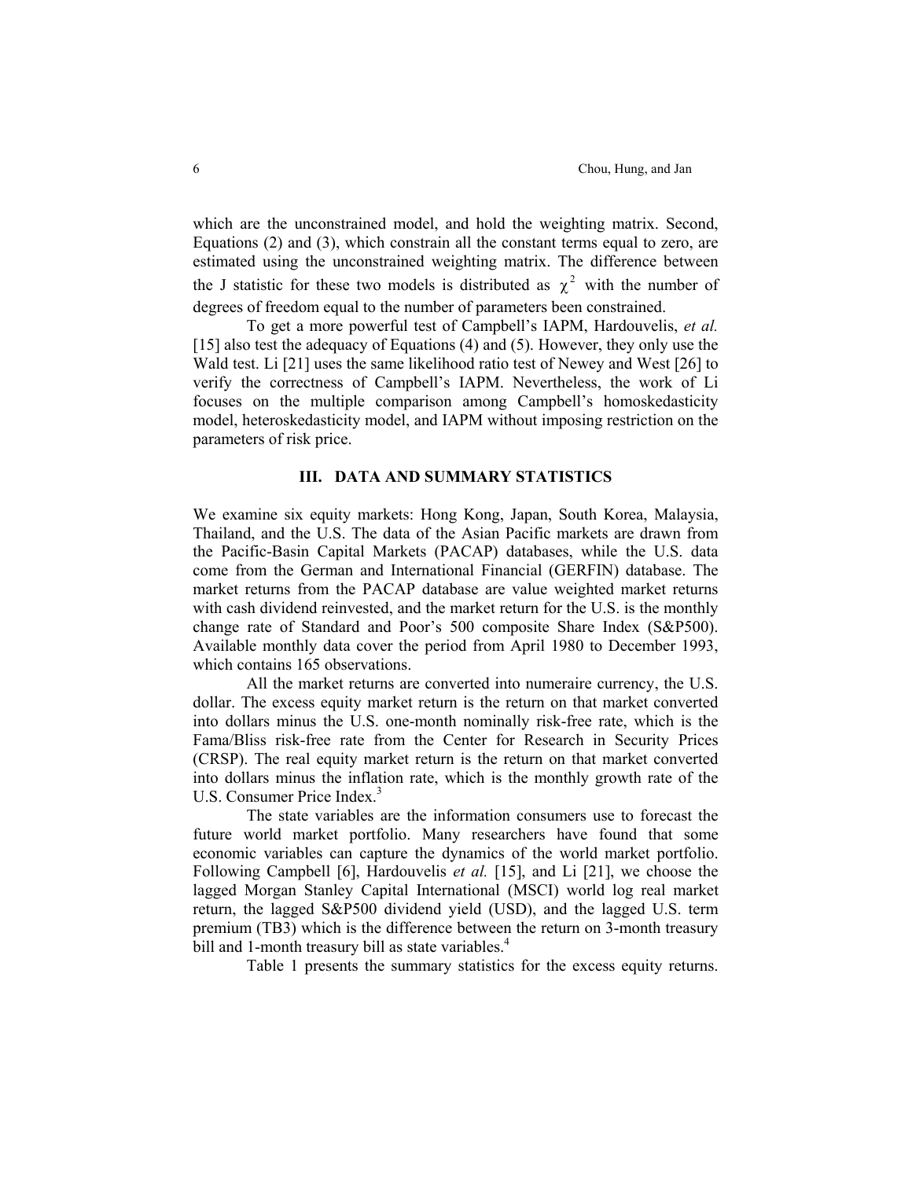which are the unconstrained model, and hold the weighting matrix. Second, Equations (2) and (3), which constrain all the constant terms equal to zero, are estimated using the unconstrained weighting matrix. The difference between the J statistic for these two models is distributed as $\chi^2$ with the number of degrees of freedom equal to the number of parameters been constrained.

To get a more powerful test of Campbell's IAPM, Hardouvelis, *et al.* [15] also test the adequacy of Equations (4) and (5). However, they only use the Wald test. Li [21] uses the same likelihood ratio test of Newey and West [26] to verify the correctness of Campbell's IAPM. Nevertheless, the work of Li focuses on the multiple comparison among Campbell's homoskedasticity model, heteroskedasticity model, and IAPM without imposing restriction on the parameters of risk price.

## III. DATA AND SUMMARY STATISTICS

We examine six equity markets: Hong Kong, Japan, South Korea, Malaysia, Thailand, and the U.S. The data of the Asian Pacific markets are drawn from the Pacific-Basin Capital Markets (PACAP) databases, while the U.S. data come from the German and International Financial (GERFIN) database. The market returns from the PACAP database are value weighted market returns with cash dividend reinvested, and the market return for the U.S. is the monthly change rate of Standard and Poor's 500 composite Share Index (S&P500). Available monthly data cover the period from April 1980 to December 1993, which contains 165 observations.

All the market returns are converted into numeraire currency, the U.S. dollar. The excess equity market return is the return on that market converted into dollars minus the U.S. one-month nominally risk-free rate, which is the Fama/Bliss risk-free rate from the Center for Research in Security Prices (CRSP). The real equity market return is the return on that market converted into dollars minus the inflation rate, which is the monthly growth rate of the U.S. Consumer Price Index.[3]

The state variables are the information consumers use to forecast the future world market portfolio. Many researchers have found that some economic variables can capture the dynamics of the world market portfolio. Following Campbell [6], Hardouvelis *et al.* [15], and Li [21], we choose the lagged Morgan Stanley Capital International (MSCI) world log real market return, the lagged S&P500 dividend yield (USD), and the lagged U.S. term premium (TB3) which is the difference between the return on 3-month treasury bill and 1-month treasury bill as state variables.[4]

Table 1 presents the summary statistics for the excess equity returns.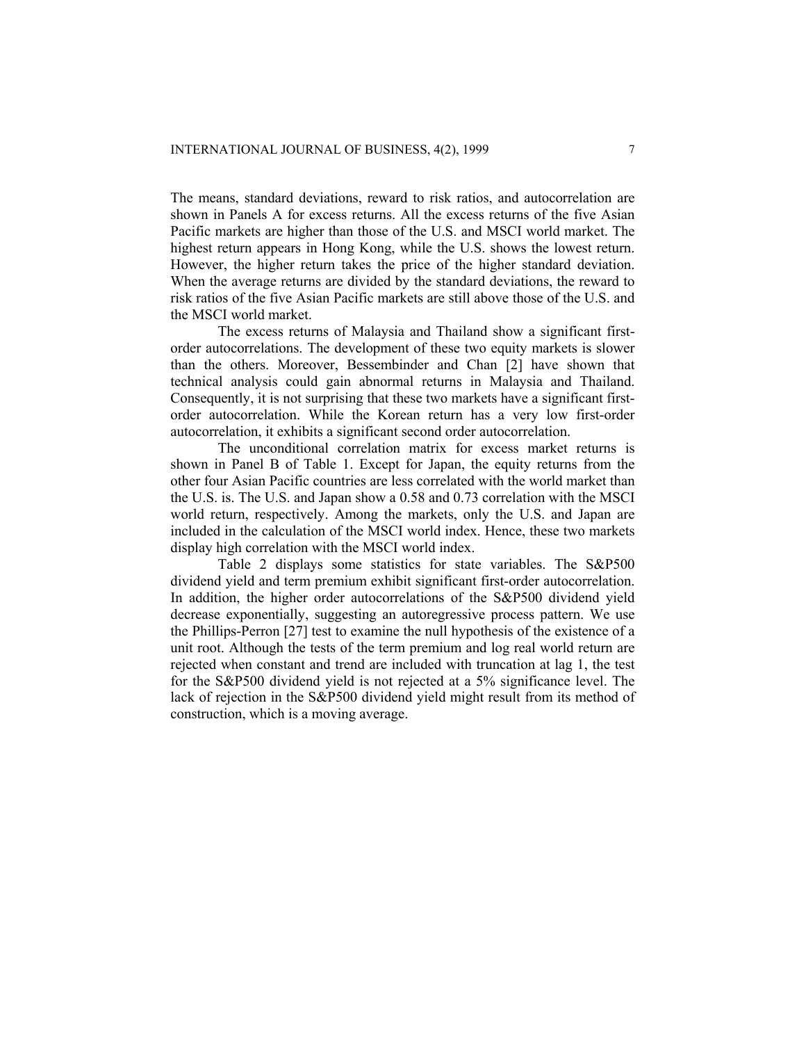The means, standard deviations, reward to risk ratios, and autocorrelation are shown in Panels A for excess returns. All the excess returns of the five Asian Pacific markets are higher than those of the U.S. and MSCI world market. The highest return appears in Hong Kong, while the U.S. shows the lowest return. However, the higher return takes the price of the higher standard deviation. When the average returns are divided by the standard deviations, the reward to risk ratios of the five Asian Pacific markets are still above those of the U.S. and the MSCI world market.

The excess returns of Malaysia and Thailand show a significant first-order autocorrelations. The development of these two equity markets is slower than the others. Moreover, Bessembinder and Chan [2] have shown that technical analysis could gain abnormal returns in Malaysia and Thailand. Consequently, it is not surprising that these two markets have a significant first-order autocorrelation. While the Korean return has a very low first-order autocorrelation, it exhibits a significant second order autocorrelation.

The unconditional correlation matrix for excess market returns is shown in Panel B of Table 1. Except for Japan, the equity returns from the other four Asian Pacific countries are less correlated with the world market than the U.S. is. The U.S. and Japan show a 0.58 and 0.73 correlation with the MSCI world return, respectively. Among the markets, only the U.S. and Japan are included in the calculation of the MSCI world index. Hence, these two markets display high correlation with the MSCI world index.

Table 2 displays some statistics for state variables. The S&P500 dividend yield and term premium exhibit significant first-order autocorrelation. In addition, the higher order autocorrelations of the S&P500 dividend yield decrease exponentially, suggesting an autoregressive process pattern. We use the Phillips-Perron [27] test to examine the null hypothesis of the existence of a unit root. Although the tests of the term premium and log real world return are rejected when constant and trend are included with truncation at lag 1, the test for the S&P500 dividend yield is not rejected at a 5% significance level. The lack of rejection in the S&P500 dividend yield might result from its method of construction, which is a moving average.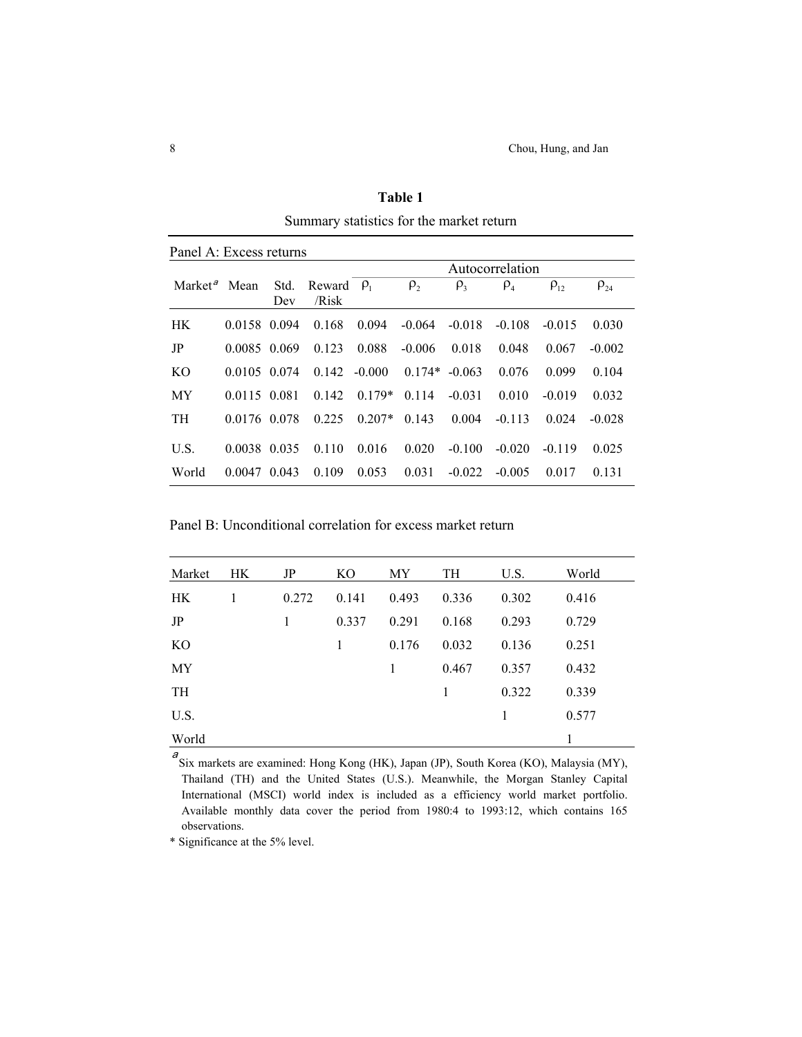**Table 1**

Summary statistics for the market return

Panel A: Excess returns

| Market[a] | Mean | Std. Dev | Reward /Risk | Autocorrelation | | | | | |
|---|---|---|---|---|---|---|---|---|---|
| | | | | $\rho_1$ | $\rho_2$ | $\rho_3$ | $\rho_4$ | $\rho_{12}$ | $\rho_{24}$ |
| HK | 0.0158 | 0.094 | 0.168 | 0.094 | -0.064 | -0.018 | -0.108 | -0.015 | 0.030 |
| JP | 0.0085 | 0.069 | 0.123 | 0.088 | -0.006 | 0.018 | 0.048 | 0.067 | -0.002 |
| KO | 0.0105 | 0.074 | 0.142 | -0.000 | 0.174* | -0.063 | 0.076 | 0.099 | 0.104 |
| MY | 0.0115 | 0.081 | 0.142 | 0.179* | 0.114 | -0.031 | 0.010 | -0.019 | 0.032 |
| TH | 0.0176 | 0.078 | 0.225 | 0.207* | 0.143 | 0.004 | -0.113 | 0.024 | -0.028 |
| U.S. | 0.0038 | 0.035 | 0.110 | 0.016 | 0.020 | -0.100 | -0.020 | -0.119 | 0.025 |
| World | 0.0047 | 0.043 | 0.109 | 0.053 | 0.031 | -0.022 | -0.005 | 0.017 | 0.131 |

Panel B: Unconditional correlation for excess market return

| Market | HK | JP | KO | MY | TH | U.S. | World |
|---|---|---|---|---|---|---|---|
| HK | 1 | 0.272 | 0.141 | 0.493 | 0.336 | 0.302 | 0.416 |
| JP | | 1 | 0.337 | 0.291 | 0.168 | 0.293 | 0.729 |
| KO | | | 1 | 0.176 | 0.032 | 0.136 | 0.251 |
| MY | | | | 1 | 0.467 | 0.357 | 0.432 |
| TH | | | | | 1 | 0.322 | 0.339 |
| U.S. | | | | | | 1 | 0.577 |
| World | | | | | | | 1 |

[a] Six markets are examined: Hong Kong (HK), Japan (JP), South Korea (KO), Malaysia (MY), Thailand (TH) and the United States (U.S.). Meanwhile, the Morgan Stanley Capital International (MSCI) world index is included as a efficiency world market portfolio. Available monthly data cover the period from 1980:4 to 1993:12, which contains 165 observations.

* Significance at the 5% level.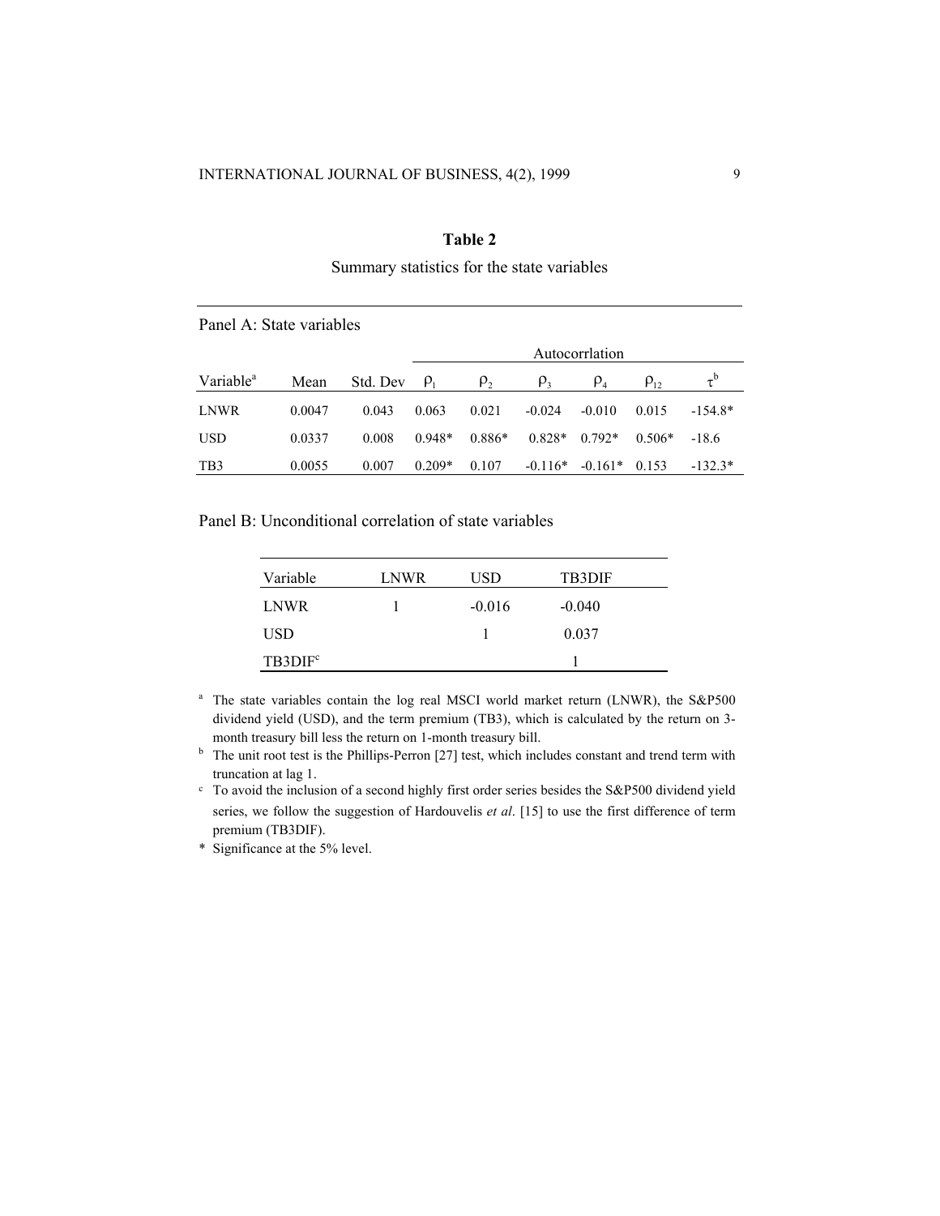**Table 2**

Summary statistics for the state variables

Panel A: State variables

| | | | Autocorrlation | | | | | |
|---|---|---|---|---|---|---|---|---|
| Variable[a] | Mean | Std. Dev | $\rho_1$ | $\rho_2$ | $\rho_3$ | $\rho_4$ | $\rho_{12}$ | $\tau^b$ |
| LNWR | 0.0047 | 0.043 | 0.063 | 0.021 | -0.024 | -0.010 | 0.015 | -154.8* |
| USD | 0.0337 | 0.008 | 0.948* | 0.886* | 0.828* | 0.792* | 0.506* | -18.6 |
| TB3 | 0.0055 | 0.007 | 0.209* | 0.107 | -0.116* | -0.161* | 0.153 | -132.3* |

Panel B: Unconditional correlation of state variables

| Variable | LNWR | USD | TB3DIF |
|---|---|---|---|
| LNWR | 1 | -0.016 | -0.040 |
| USD | | 1 | 0.037 |
| TB3DIF[c] | | | 1 |

[a] The state variables contain the log real MSCI world market return (LNWR), the S&P500 dividend yield (USD), and the term premium (TB3), which is calculated by the return on 3-month treasury bill less the return on 1-month treasury bill.

[b] The unit root test is the Phillips-Perron [27] test, which includes constant and trend term with truncation at lag 1.

[c] To avoid the inclusion of a second highly first order series besides the S&P500 dividend yield series, we follow the suggestion of Hardouvelis *et al*. [15] to use the first difference of term premium (TB3DIF).

\* Significance at the 5% level.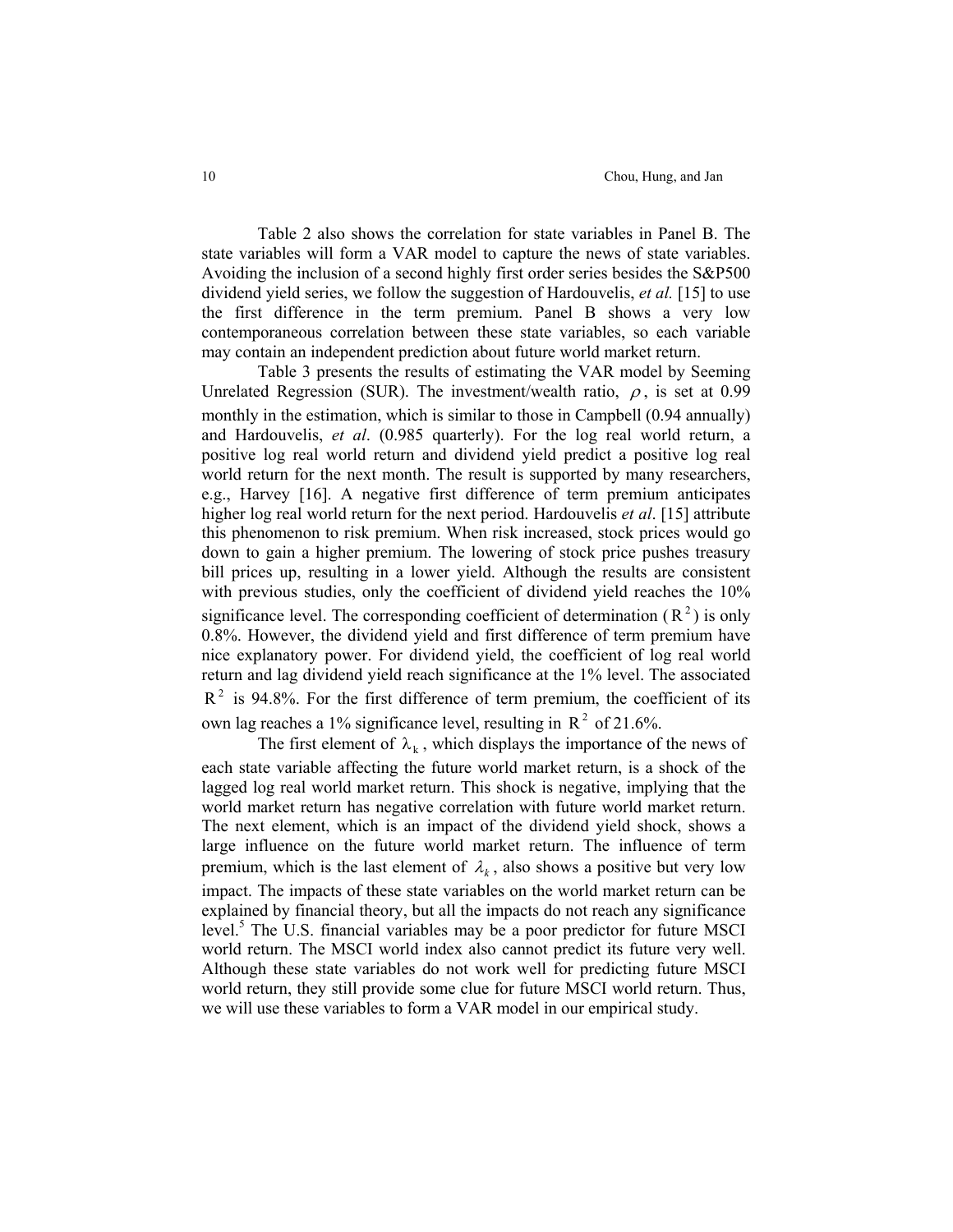Table 2 also shows the correlation for state variables in Panel B. The state variables will form a VAR model to capture the news of state variables. Avoiding the inclusion of a second highly first order series besides the S&P500 dividend yield series, we follow the suggestion of Hardouvelis, *et al.* [15] to use the first difference in the term premium. Panel B shows a very low contemporaneous correlation between these state variables, so each variable may contain an independent prediction about future world market return.

Table 3 presents the results of estimating the VAR model by Seeming Unrelated Regression (SUR). The investment/wealth ratio, $\rho$, is set at 0.99 monthly in the estimation, which is similar to those in Campbell (0.94 annually) and Hardouvelis, *et al*. (0.985 quarterly). For the log real world return, a positive log real world return and dividend yield predict a positive log real world return for the next month. The result is supported by many researchers, e.g., Harvey [16]. A negative first difference of term premium anticipates higher log real world return for the next period. Hardouvelis *et al*. [15] attribute this phenomenon to risk premium. When risk increased, stock prices would go down to gain a higher premium. The lowering of stock price pushes treasury bill prices up, resulting in a lower yield. Although the results are consistent with previous studies, only the coefficient of dividend yield reaches the 10% significance level. The corresponding coefficient of determination ($R^2$) is only 0.8%. However, the dividend yield and first difference of term premium have nice explanatory power. For dividend yield, the coefficient of log real world return and lag dividend yield reach significance at the 1% level. The associated $R^2$ is 94.8%. For the first difference of term premium, the coefficient of its own lag reaches a 1% significance level, resulting in $R^2$ of 21.6%.

The first element of $\lambda_k$, which displays the importance of the news of each state variable affecting the future world market return, is a shock of the lagged log real world market return. This shock is negative, implying that the world market return has negative correlation with future world market return. The next element, which is an impact of the dividend yield shock, shows a large influence on the future world market return. The influence of term premium, which is the last element of $\lambda_k$, also shows a positive but very low impact. The impacts of these state variables on the world market return can be explained by financial theory, but all the impacts do not reach any significance level.[5] The U.S. financial variables may be a poor predictor for future MSCI world return. The MSCI world index also cannot predict its future very well. Although these state variables do not work well for predicting future MSCI world return, they still provide some clue for future MSCI world return. Thus, we will use these variables to form a VAR model in our empirical study.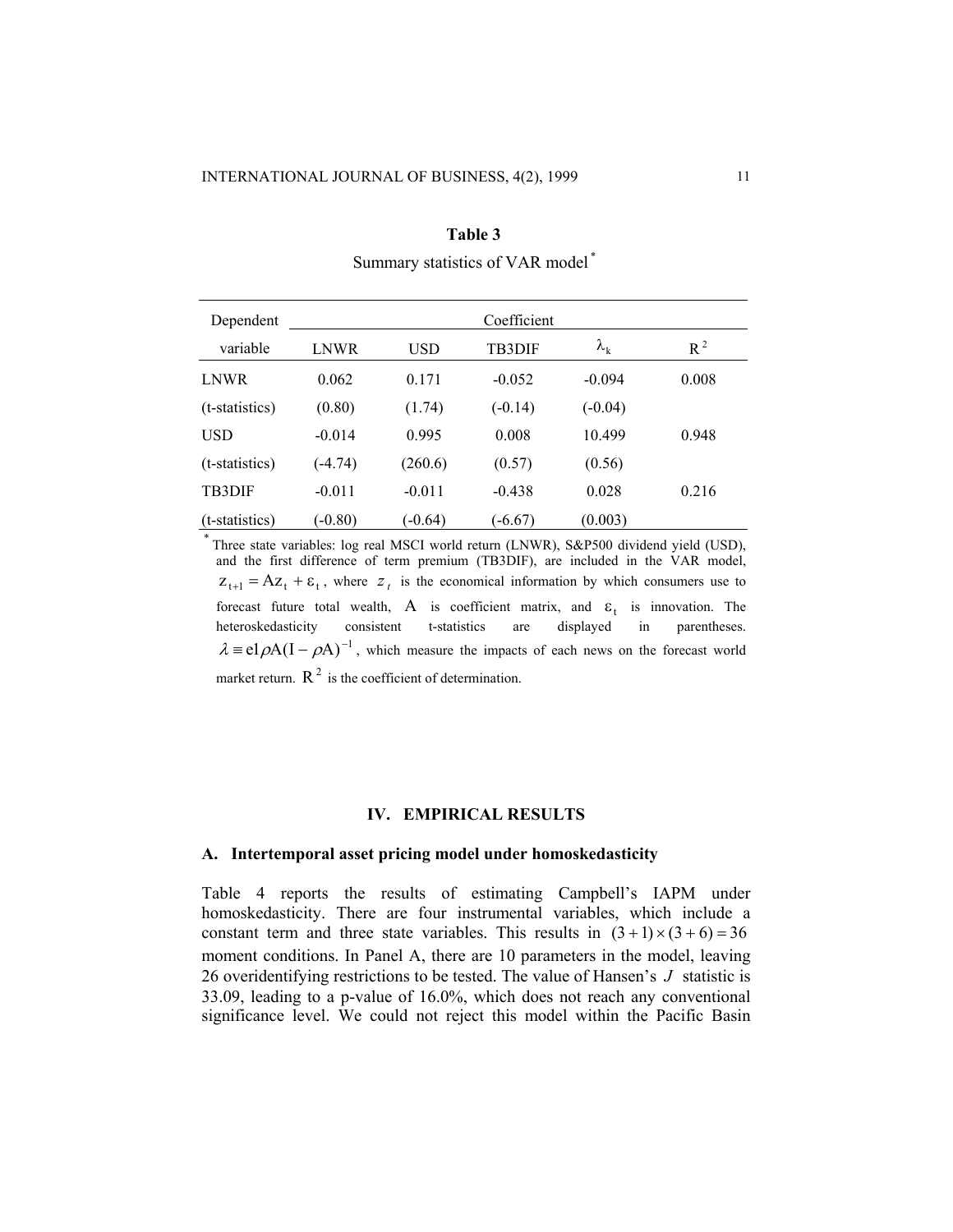**Table 3**

Summary statistics of VAR model*

| Dependent variable | Coefficient | | | | |
|---|---|---|---|---|---|
| | LNWR | USD | TB3DIF | $\lambda_k$ | $R^2$ |
| LNWR | 0.062 | 0.171 | -0.052 | -0.094 | 0.008 |
| (t-statistics) | (0.80) | (1.74) | (-0.14) | (-0.04) | |
| USD | -0.014 | 0.995 | 0.008 | 10.499 | 0.948 |
| (t-statistics) | (-4.74) | (260.6) | (0.57) | (0.56) | |
| TB3DIF | -0.011 | -0.011 | -0.438 | 0.028 | 0.216 |
| (t-statistics) | (-0.80) | (-0.64) | (-6.67) | (0.003) | |

* Three state variables: log real MSCI world return (LNWR), S&P500 dividend yield (USD), and the first difference of term premium (TB3DIF), are included in the VAR model, $z_{t+1} = Az_t + \varepsilon_t$, where $z_t$ is the economical information by which consumers use to forecast future total wealth, $A$ is coefficient matrix, and $\varepsilon_t$ is innovation. The heteroskedasticity consistent t-statistics are displayed in parentheses. $\lambda \equiv e1\rho A(I - \rho A)^{-1}$, which measure the impacts of each news on the forecast world market return. $R^2$ is the coefficient of determination.

## IV. EMPIRICAL RESULTS

### A. Intertemporal asset pricing model under homoskedasticity

Table 4 reports the results of estimating Campbell's IAPM under homoskedasticity. There are four instrumental variables, which include a constant term and three state variables. This results in $(3+1)\times(3+6)=36$ moment conditions. In Panel A, there are 10 parameters in the model, leaving 26 overidentifying restrictions to be tested. The value of Hansen's $J$ statistic is 33.09, leading to a p-value of 16.0%, which does not reach any conventional significance level. We could not reject this model within the Pacific Basin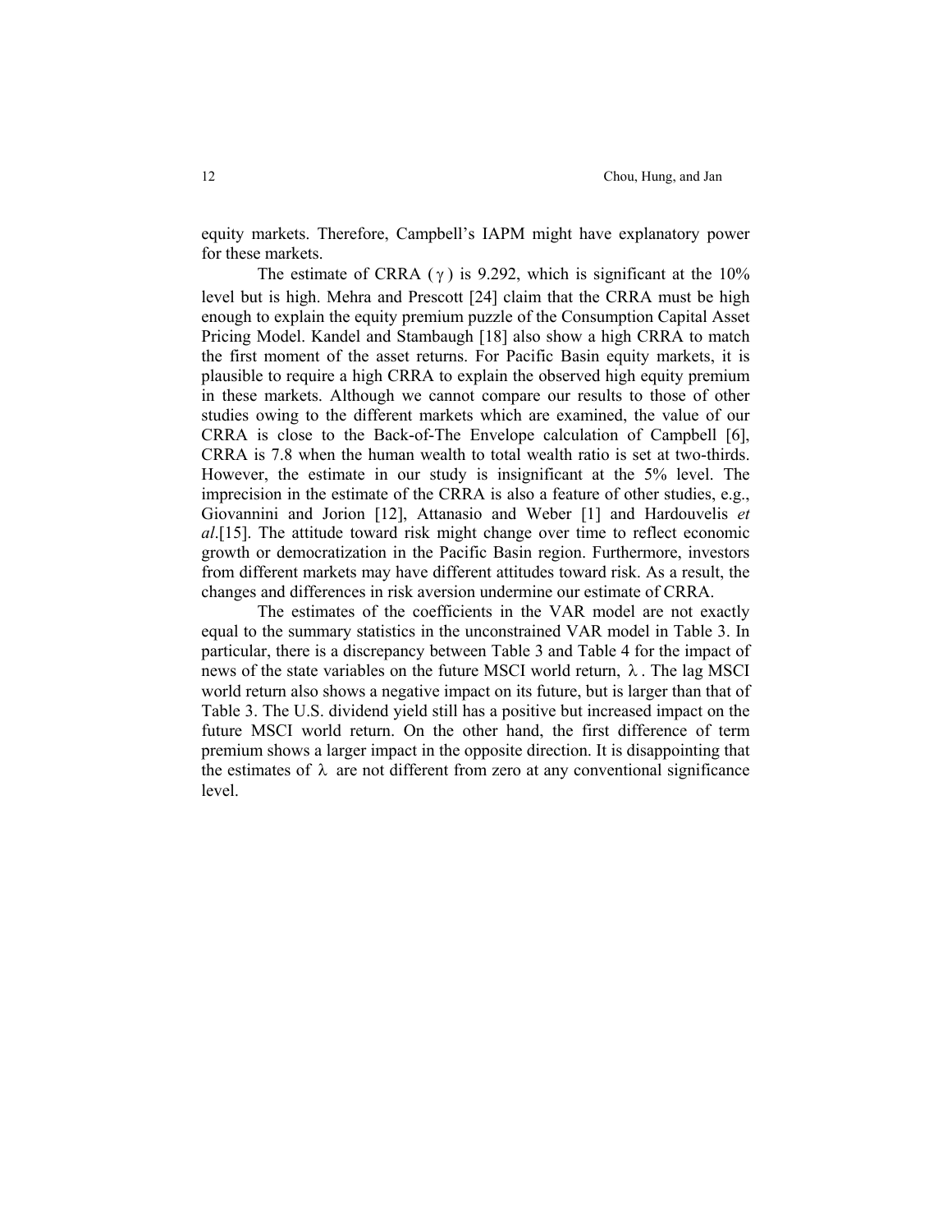equity markets. Therefore, Campbell's IAPM might have explanatory power for these markets.

The estimate of CRRA ($\gamma$) is 9.292, which is significant at the 10% level but is high. Mehra and Prescott [24] claim that the CRRA must be high enough to explain the equity premium puzzle of the Consumption Capital Asset Pricing Model. Kandel and Stambaugh [18] also show a high CRRA to match the first moment of the asset returns. For Pacific Basin equity markets, it is plausible to require a high CRRA to explain the observed high equity premium in these markets. Although we cannot compare our results to those of other studies owing to the different markets which are examined, the value of our CRRA is close to the Back-of-The Envelope calculation of Campbell [6], CRRA is 7.8 when the human wealth to total wealth ratio is set at two-thirds. However, the estimate in our study is insignificant at the 5% level. The imprecision in the estimate of the CRRA is also a feature of other studies, e.g., Giovannini and Jorion [12], Attanasio and Weber [1] and Hardouvelis *et al*.[15]. The attitude toward risk might change over time to reflect economic growth or democratization in the Pacific Basin region. Furthermore, investors from different markets may have different attitudes toward risk. As a result, the changes and differences in risk aversion undermine our estimate of CRRA.

The estimates of the coefficients in the VAR model are not exactly equal to the summary statistics in the unconstrained VAR model in Table 3. In particular, there is a discrepancy between Table 3 and Table 4 for the impact of news of the state variables on the future MSCI world return, $\lambda$. The lag MSCI world return also shows a negative impact on its future, but is larger than that of Table 3. The U.S. dividend yield still has a positive but increased impact on the future MSCI world return. On the other hand, the first difference of term premium shows a larger impact in the opposite direction. It is disappointing that the estimates of $\lambda$ are not different from zero at any conventional significance level.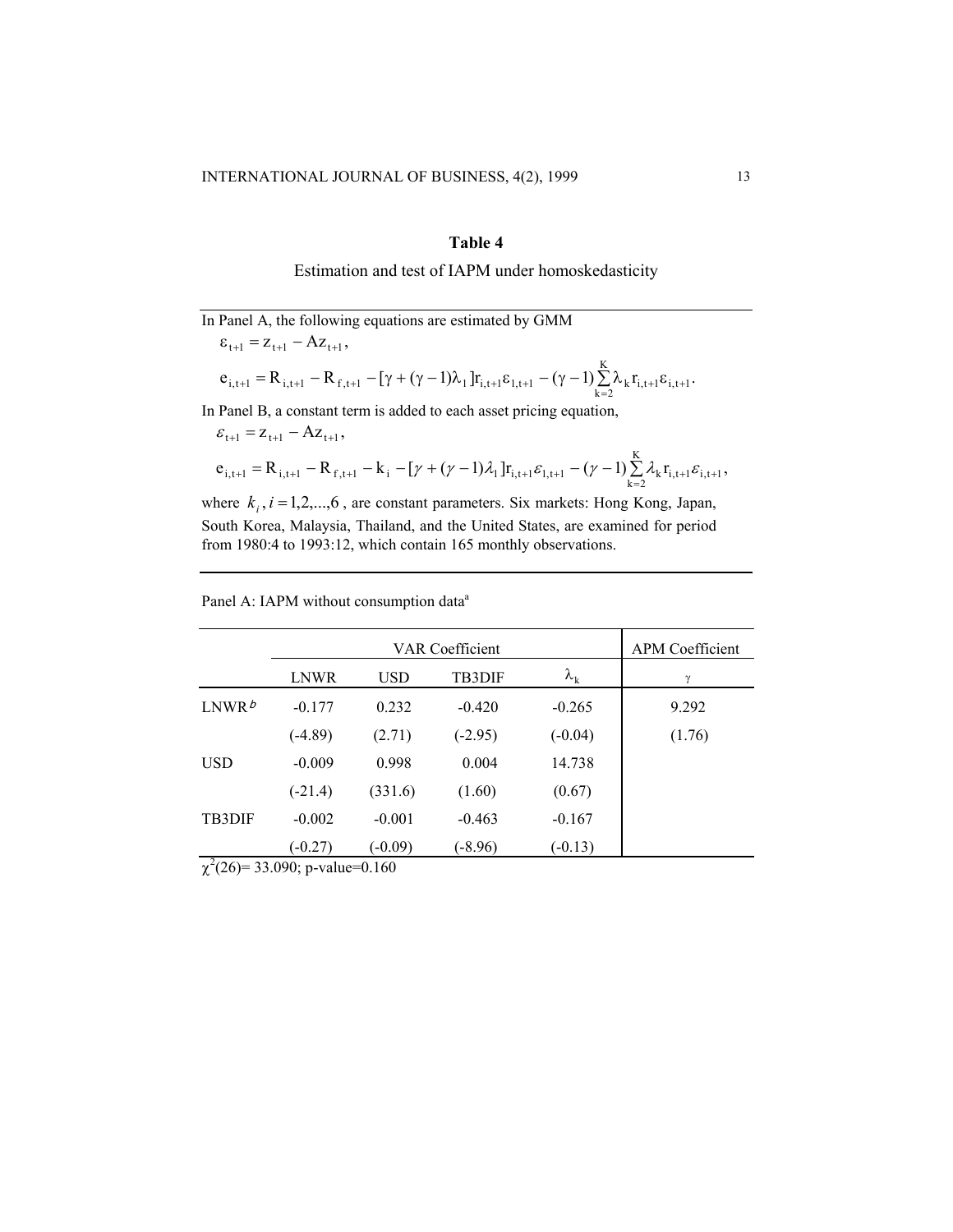### Table 4

Estimation and test of IAPM under homoskedasticity

In Panel A, the following equations are estimated by GMM

$$\varepsilon_{t+1} = z_{t+1} - Az_{t+1},$$

$$e_{i,t+1} = R_{i,t+1} - R_{f,t+1} - [\gamma + (\gamma - 1)\lambda_1] r_{i,t+1}\varepsilon_{1,t+1} - (\gamma - 1)\sum_{k=2}^{K} \lambda_k r_{i,t+1}\varepsilon_{i,t+1}.$$

In Panel B, a constant term is added to each asset pricing equation,

$$\varepsilon_{t+1} = z_{t+1} - Az_{t+1},$$

$$e_{i,t+1} = R_{i,t+1} - R_{f,t+1} - k_i - [\gamma + (\gamma - 1)\lambda_1] r_{i,t+1}\varepsilon_{1,t+1} - (\gamma - 1)\sum_{k=2}^{K} \lambda_k r_{i,t+1}\varepsilon_{i,t+1},$$

where $k_i, i = 1,2,...,6$, are constant parameters. Six markets: Hong Kong, Japan, South Korea, Malaysia, Thailand, and the United States, are examined for period from 1980:4 to 1993:12, which contain 165 monthly observations.

Panel A: IAPM without consumption data[a]

| | VAR Coefficient | | | | APM Coefficient |
|---|---|---|---|---|---|
| | LNWR | USD | TB3DIF | $\lambda_k$ | $\gamma$ |
| LNWR[b] | -0.177 | 0.232 | -0.420 | -0.265 | 9.292 |
| | (-4.89) | (2.71) | (-2.95) | (-0.04) | (1.76) |
| USD | -0.009 | 0.998 | 0.004 | 14.738 | |
| | (-21.4) | (331.6) | (1.60) | (0.67) | |
| TB3DIF | -0.002 | -0.001 | -0.463 | -0.167 | |
| | (-0.27) | (-0.09) | (-8.96) | (-0.13) | |

$\chi^2(26)$= 33.090; p-value=0.160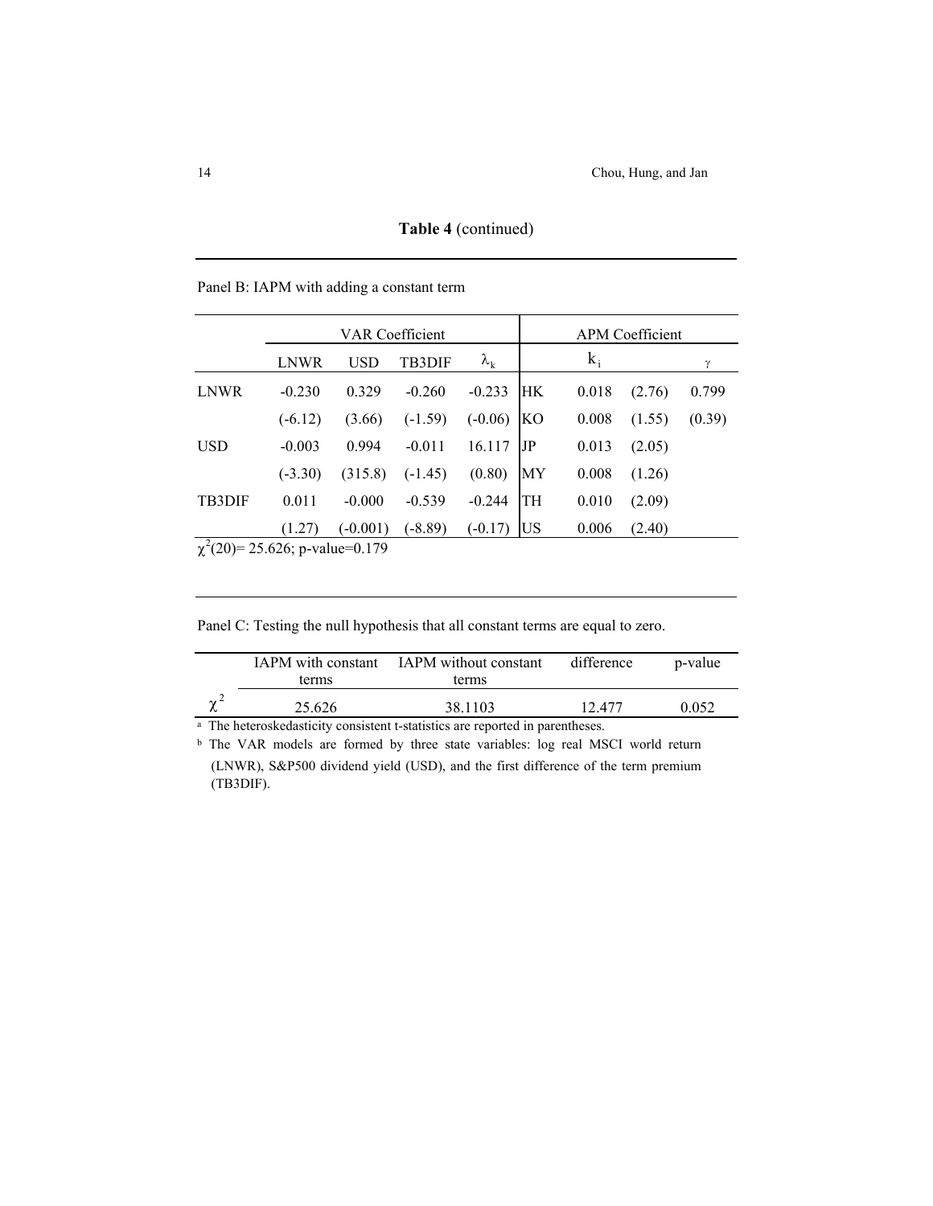**Table 4** (continued)

Panel B: IAPM with adding a constant term

| | VAR Coefficient | | | | APM Coefficient | | | |
|---|---|---|---|---|---|---|---|---|
| | LNWR | USD | TB3DIF | $\lambda_k$ | | $k_i$ | | $\gamma$ |
| LNWR | -0.230 | 0.329 | -0.260 | -0.233 | HK | 0.018 | (2.76) | 0.799 |
| | (-6.12) | (3.66) | (-1.59) | (-0.06) | KO | 0.008 | (1.55) | (0.39) |
| USD | -0.003 | 0.994 | -0.011 | 16.117 | JP | 0.013 | (2.05) | |
| | (-3.30) | (315.8) | (-1.45) | (0.80) | MY | 0.008 | (1.26) | |
| TB3DIF | 0.011 | -0.000 | -0.539 | -0.244 | TH | 0.010 | (2.09) | |
| | (1.27) | (-0.001) | (-8.89) | (-0.17) | US | 0.006 | (2.40) | |

$\chi^2(20)$= 25.626; p-value=0.179

Panel C: Testing the null hypothesis that all constant terms are equal to zero.

| | IAPM with constant terms | IAPM without constant terms | difference | p-value |
|---|---|---|---|---|
| $\chi^2$ | 25.626 | 38.1103 | 12.477 | 0.052 |

[a] The heteroskedasticity consistent t-statistics are reported in parentheses.

[b] The VAR models are formed by three state variables: log real MSCI world return (LNWR), S&P500 dividend yield (USD), and the first difference of the term premium (TB3DIF).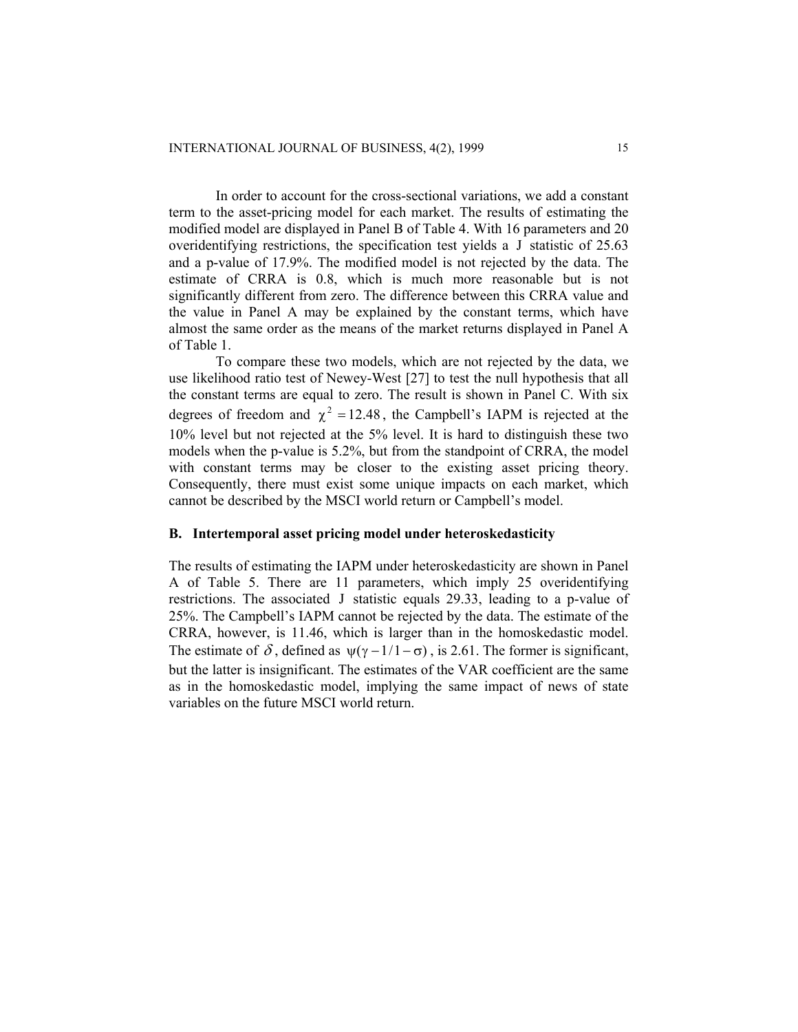In order to account for the cross-sectional variations, we add a constant term to the asset-pricing model for each market. The results of estimating the modified model are displayed in Panel B of Table 4. With 16 parameters and 20 overidentifying restrictions, the specification test yields a $J$ statistic of 25.63 and a p-value of 17.9%. The modified model is not rejected by the data. The estimate of CRRA is 0.8, which is much more reasonable but is not significantly different from zero. The difference between this CRRA value and the value in Panel A may be explained by the constant terms, which have almost the same order as the means of the market returns displayed in Panel A of Table 1.

To compare these two models, which are not rejected by the data, we use likelihood ratio test of Newey-West [27] to test the null hypothesis that all the constant terms are equal to zero. The result is shown in Panel C. With six degrees of freedom and $\chi^2 = 12.48$, the Campbell's IAPM is rejected at the 10% level but not rejected at the 5% level. It is hard to distinguish these two models when the p-value is 5.2%, but from the standpoint of CRRA, the model with constant terms may be closer to the existing asset pricing theory. Consequently, there must exist some unique impacts on each market, which cannot be described by the MSCI world return or Campbell's model.

### B. Intertemporal asset pricing model under heteroskedasticity

The results of estimating the IAPM under heteroskedasticity are shown in Panel A of Table 5. There are 11 parameters, which imply 25 overidentifying restrictions. The associated $J$ statistic equals 29.33, leading to a p-value of 25%. The Campbell's IAPM cannot be rejected by the data. The estimate of the CRRA, however, is 11.46, which is larger than in the homoskedastic model. The estimate of $\delta$, defined as $\psi(\gamma - 1/1 - \sigma)$, is 2.61. The former is significant, but the latter is insignificant. The estimates of the VAR coefficient are the same as in the homoskedastic model, implying the same impact of news of state variables on the future MSCI world return.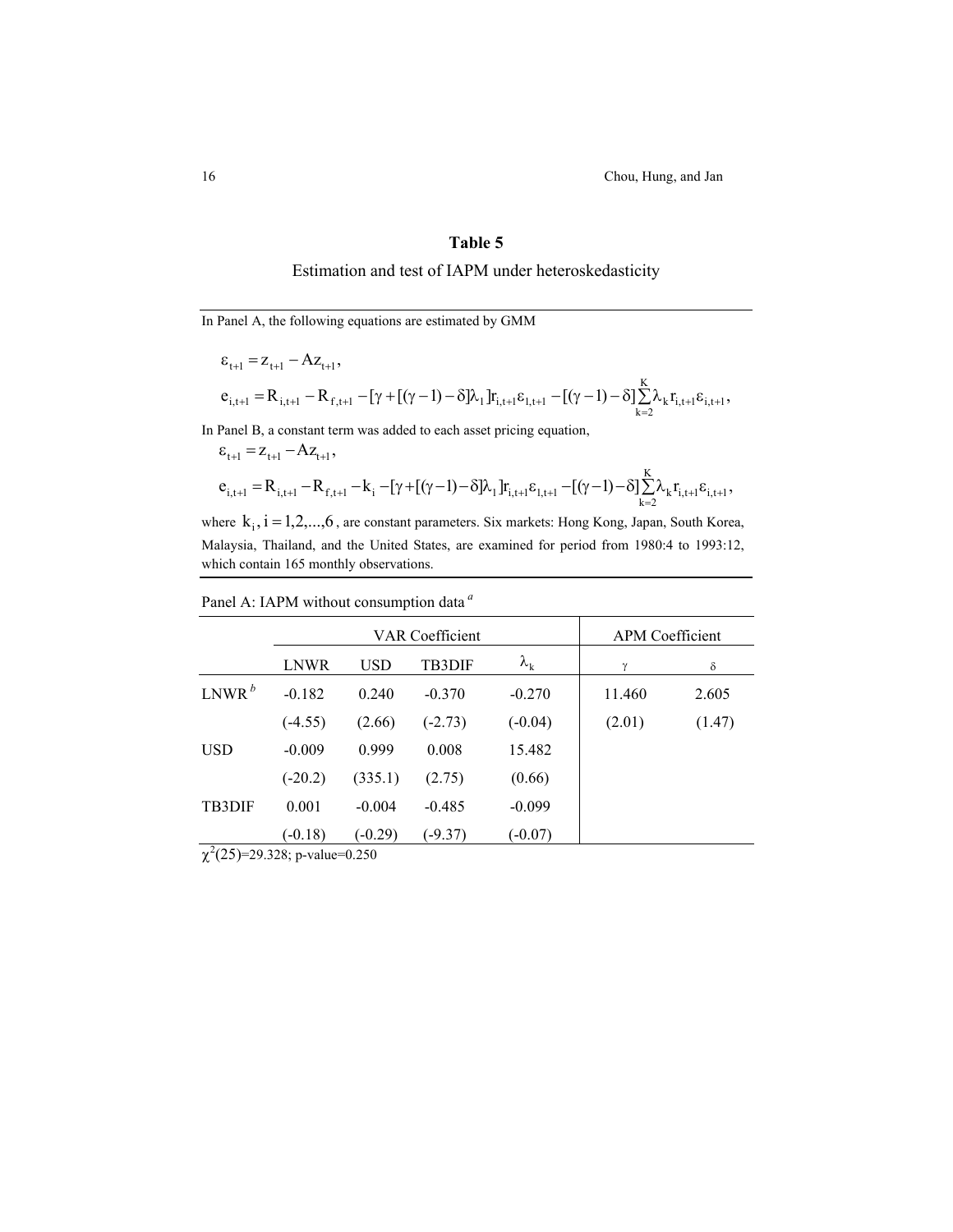## Table 5

Estimation and test of IAPM under heteroskedasticity

In Panel A, the following equations are estimated by GMM

$$\varepsilon_{t+1} = z_{t+1} - Az_{t+1},$$

$$e_{i,t+1} = R_{i,t+1} - R_{f,t+1} - [\gamma + [(\gamma - 1) - \delta]\lambda_1] r_{i,t+1}\varepsilon_{1,t+1} - [(\gamma - 1) - \delta]\sum_{k=2}^{K}\lambda_k r_{i,t+1}\varepsilon_{i,t+1},$$

In Panel B, a constant term was added to each asset pricing equation,

$$\varepsilon_{t+1} = z_{t+1} - Az_{t+1},$$

$$e_{i,t+1} = R_{i,t+1} - R_{f,t+1} - k_i - [\gamma + [(\gamma - 1) - \delta]\lambda_1] r_{i,t+1}\varepsilon_{1,t+1} - [(\gamma - 1) - \delta]\sum_{k=2}^{K}\lambda_k r_{i,t+1}\varepsilon_{i,t+1},$$

where $k_i, i = 1,2,...,6$ , are constant parameters. Six markets: Hong Kong, Japan, South Korea, Malaysia, Thailand, and the United States, are examined for period from 1980:4 to 1993:12, which contain 165 monthly observations.

Panel A: IAPM without consumption data [a]

| | VAR Coefficient | | | | APM Coefficient | |
|---|---|---|---|---|---|---|
| | LNWR | USD | TB3DIF | $\lambda_k$ | $\gamma$ | $\delta$ |
| LNWR [b] | -0.182 | 0.240 | -0.370 | -0.270 | 11.460 | 2.605 |
| | (-4.55) | (2.66) | (-2.73) | (-0.04) | (2.01) | (1.47) |
| USD | -0.009 | 0.999 | 0.008 | 15.482 | | |
| | (-20.2) | (335.1) | (2.75) | (0.66) | | |
| TB3DIF | 0.001 | -0.004 | -0.485 | -0.099 | | |
| | (-0.18) | (-0.29) | (-9.37) | (-0.07) | | |

$\chi^2(25)$=29.328; p-value=0.250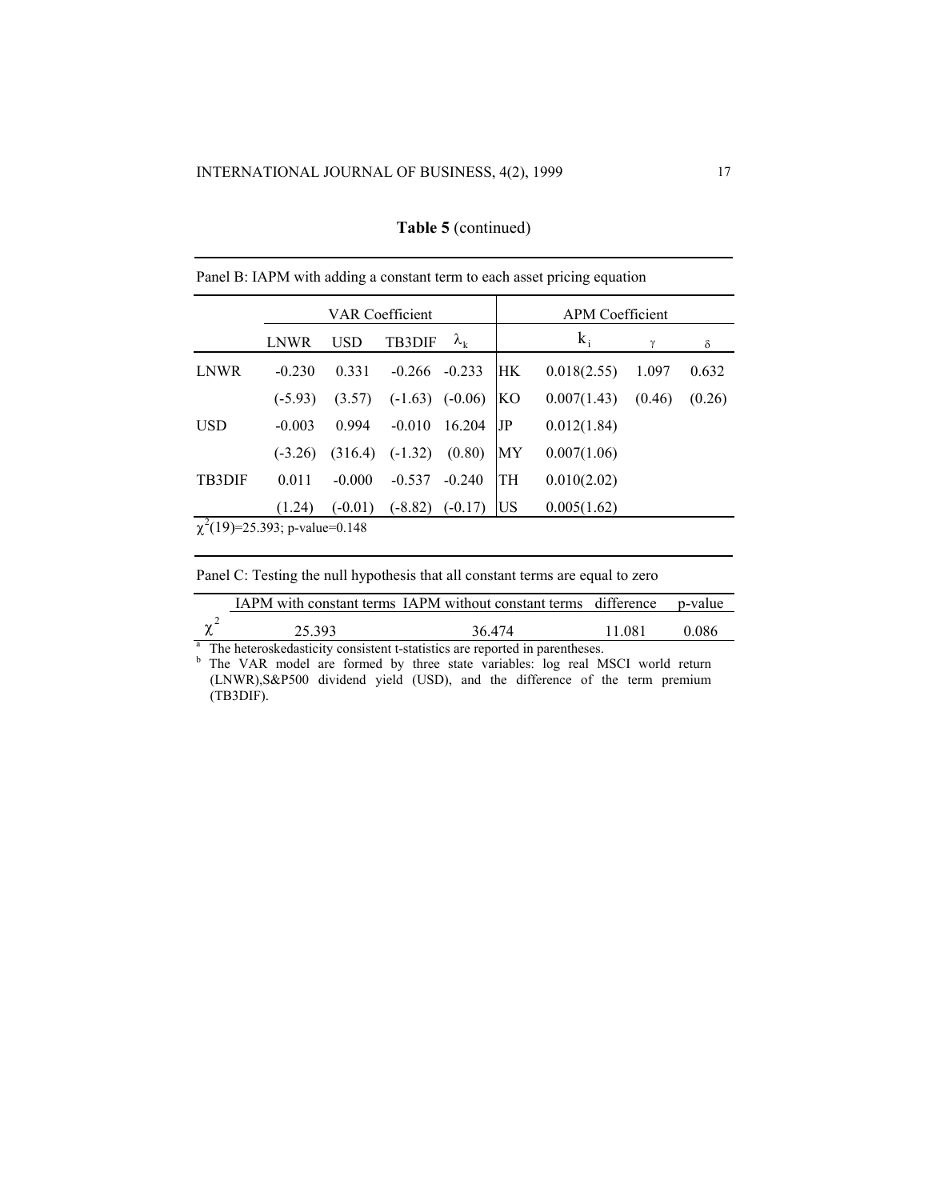**Table 5** (continued)

Panel B: IAPM with adding a constant term to each asset pricing equation

| | VAR Coefficient | | | | | APM Coefficient | | |
|---|---|---|---|---|---|---|---|---|
| | LNWR | USD | TB3DIF | $\lambda_k$ | | $k_i$ | $\gamma$ | $\delta$ |
| LNWR | -0.230 | 0.331 | -0.266 | -0.233 | HK | 0.018(2.55) | 1.097 | 0.632 |
| | (-5.93) | (3.57) | (-1.63) | (-0.06) | KO | 0.007(1.43) | (0.46) | (0.26) |
| USD | -0.003 | 0.994 | -0.010 | 16.204 | JP | 0.012(1.84) | | |
| | (-3.26) | (316.4) | (-1.32) | (0.80) | MY | 0.007(1.06) | | |
| TB3DIF | 0.011 | -0.000 | -0.537 | -0.240 | TH | 0.010(2.02) | | |
| | (1.24) | (-0.01) | (-8.82) | (-0.17) | US | 0.005(1.62) | | |

$\chi^2(19)$=25.393; p-value=0.148

Panel C: Testing the null hypothesis that all constant terms are equal to zero

| | IAPM with constant terms | IAPM without constant terms | difference | p-value |
|---|---|---|---|---|
| $\chi^2$ | 25.393 | 36.474 | 11.081 | 0.086 |

[a] The heteroskedasticity consistent t-statistics are reported in parentheses.

[b] The VAR model are formed by three state variables: log real MSCI world return (LNWR),S&P500 dividend yield (USD), and the difference of the term premium (TB3DIF).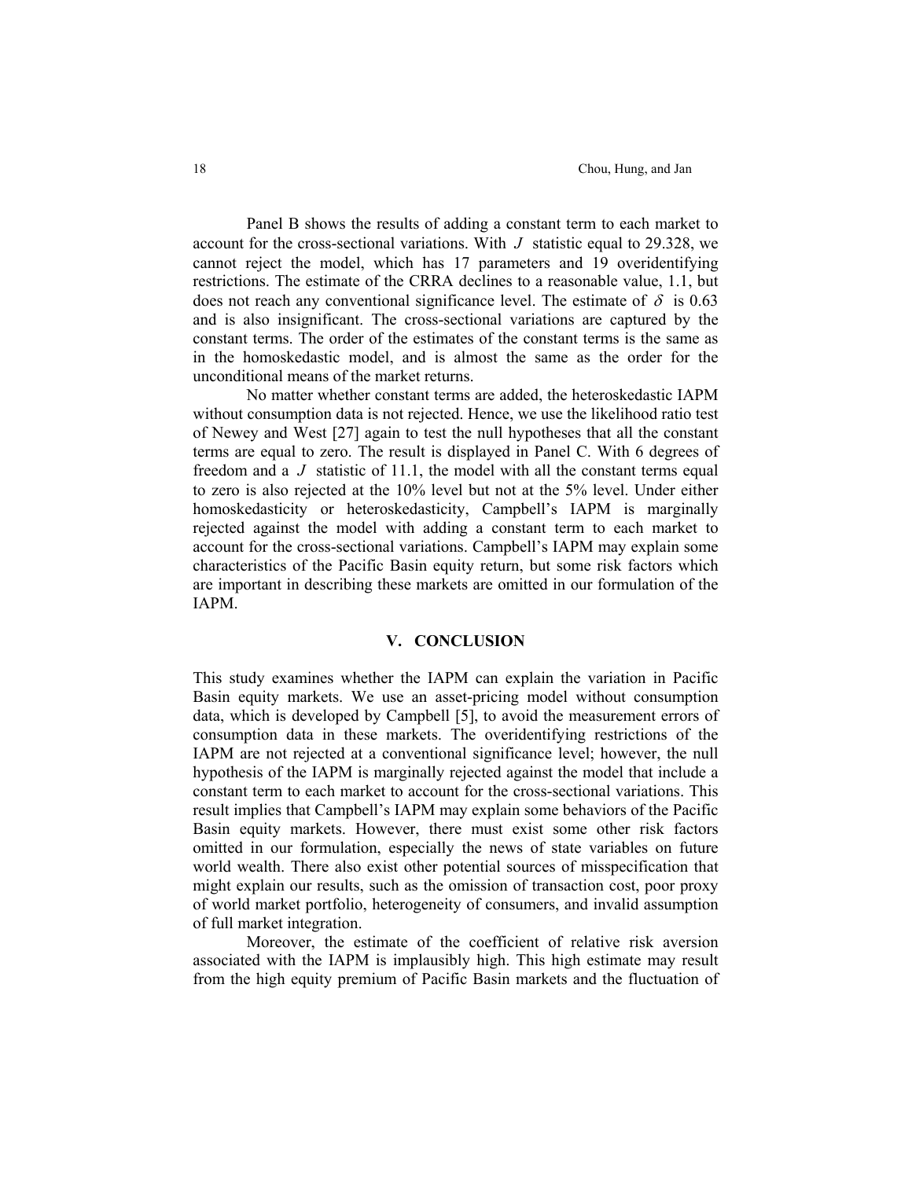Panel B shows the results of adding a constant term to each market to account for the cross-sectional variations. With $J$ statistic equal to 29.328, we cannot reject the model, which has 17 parameters and 19 overidentifying restrictions. The estimate of the CRRA declines to a reasonable value, 1.1, but does not reach any conventional significance level. The estimate of $\delta$ is 0.63 and is also insignificant. The cross-sectional variations are captured by the constant terms. The order of the estimates of the constant terms is the same as in the homoskedastic model, and is almost the same as the order for the unconditional means of the market returns.

No matter whether constant terms are added, the heteroskedastic IAPM without consumption data is not rejected. Hence, we use the likelihood ratio test of Newey and West [27] again to test the null hypotheses that all the constant terms are equal to zero. The result is displayed in Panel C. With 6 degrees of freedom and a $J$ statistic of 11.1, the model with all the constant terms equal to zero is also rejected at the 10% level but not at the 5% level. Under either homoskedasticity or heteroskedasticity, Campbell's IAPM is marginally rejected against the model with adding a constant term to each market to account for the cross-sectional variations. Campbell's IAPM may explain some characteristics of the Pacific Basin equity return, but some risk factors which are important in describing these markets are omitted in our formulation of the IAPM.

## V. CONCLUSION

This study examines whether the IAPM can explain the variation in Pacific Basin equity markets. We use an asset-pricing model without consumption data, which is developed by Campbell [5], to avoid the measurement errors of consumption data in these markets. The overidentifying restrictions of the IAPM are not rejected at a conventional significance level; however, the null hypothesis of the IAPM is marginally rejected against the model that include a constant term to each market to account for the cross-sectional variations. This result implies that Campbell's IAPM may explain some behaviors of the Pacific Basin equity markets. However, there must exist some other risk factors omitted in our formulation, especially the news of state variables on future world wealth. There also exist other potential sources of misspecification that might explain our results, such as the omission of transaction cost, poor proxy of world market portfolio, heterogeneity of consumers, and invalid assumption of full market integration.

Moreover, the estimate of the coefficient of relative risk aversion associated with the IAPM is implausibly high. This high estimate may result from the high equity premium of Pacific Basin markets and the fluctuation of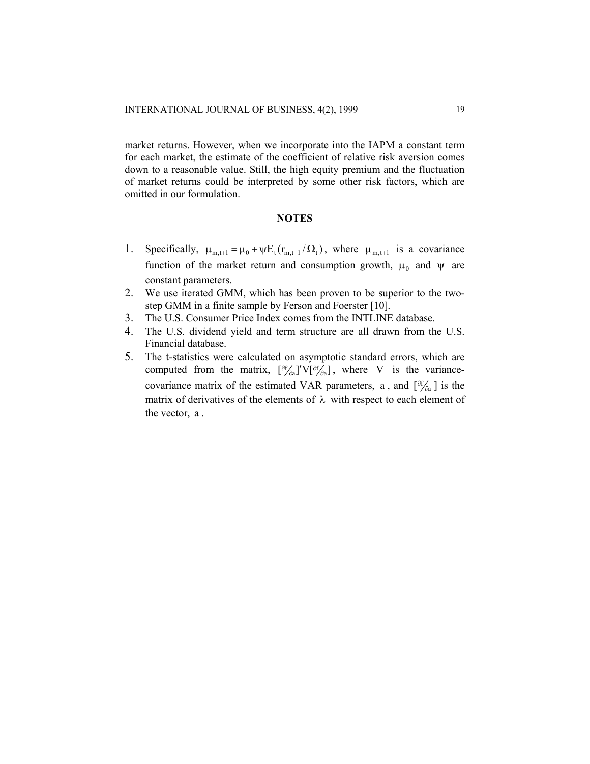market returns. However, when we incorporate into the IAPM a constant term for each market, the estimate of the coefficient of relative risk aversion comes down to a reasonable value. Still, the high equity premium and the fluctuation of market returns could be interpreted by some other risk factors, which are omitted in our formulation.

## NOTES

1. Specifically, $\mu_{m,t+1} = \mu_0 + \psi E_t(r_{m,t+1} / \Omega_t)$, where $\mu_{m,t+1}$ is a covariance function of the market return and consumption growth, $\mu_0$ and $\psi$ are constant parameters.
2. We use iterated GMM, which has been proven to be superior to the two-step GMM in a finite sample by Ferson and Foerster [10].
3. The U.S. Consumer Price Index comes from the INTLINE database.
4. The U.S. dividend yield and term structure are all drawn from the U.S. Financial database.
5. The t-statistics were calculated on asymptotic standard errors, which are computed from the matrix, $[\partial f/\partial a]' V [\partial f/\partial a]$, where V is the variance-covariance matrix of the estimated VAR parameters, $a$, and $[\partial f/\partial a]$ is the matrix of derivatives of the elements of $\lambda$ with respect to each element of the vector, $a$.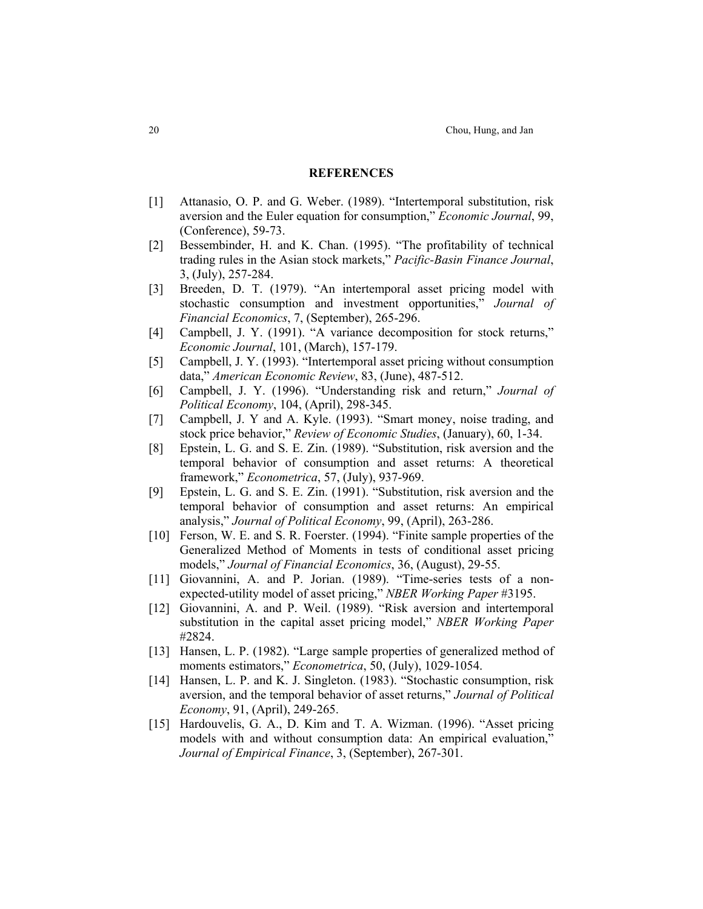## REFERENCES

[1] Attanasio, O. P. and G. Weber. (1989). "Intertemporal substitution, risk aversion and the Euler equation for consumption," *Economic Journal*, 99, (Conference), 59-73.

[2] Bessembinder, H. and K. Chan. (1995). "The profitability of technical trading rules in the Asian stock markets," *Pacific-Basin Finance Journal*, 3, (July), 257-284.

[3] Breeden, D. T. (1979). "An intertemporal asset pricing model with stochastic consumption and investment opportunities," *Journal of Financial Economics*, 7, (September), 265-296.

[4] Campbell, J. Y. (1991). "A variance decomposition for stock returns," *Economic Journal*, 101, (March), 157-179.

[5] Campbell, J. Y. (1993). "Intertemporal asset pricing without consumption data," *American Economic Review*, 83, (June), 487-512.

[6] Campbell, J. Y. (1996). "Understanding risk and return," *Journal of Political Economy*, 104, (April), 298-345.

[7] Campbell, J. Y and A. Kyle. (1993). "Smart money, noise trading, and stock price behavior," *Review of Economic Studies*, (January), 60, 1-34.

[8] Epstein, L. G. and S. E. Zin. (1989). "Substitution, risk aversion and the temporal behavior of consumption and asset returns: A theoretical framework," *Econometrica*, 57, (July), 937-969.

[9] Epstein, L. G. and S. E. Zin. (1991). "Substitution, risk aversion and the temporal behavior of consumption and asset returns: An empirical analysis," *Journal of Political Economy*, 99, (April), 263-286.

[10] Ferson, W. E. and S. R. Foerster. (1994). "Finite sample properties of the Generalized Method of Moments in tests of conditional asset pricing models," *Journal of Financial Economics*, 36, (August), 29-55.

[11] Giovannini, A. and P. Jorian. (1989). "Time-series tests of a non-expected-utility model of asset pricing," *NBER Working Paper* #3195.

[12] Giovannini, A. and P. Weil. (1989). "Risk aversion and intertemporal substitution in the capital asset pricing model," *NBER Working Paper* #2824.

[13] Hansen, L. P. (1982). "Large sample properties of generalized method of moments estimators," *Econometrica*, 50, (July), 1029-1054.

[14] Hansen, L. P. and K. J. Singleton. (1983). "Stochastic consumption, risk aversion, and the temporal behavior of asset returns," *Journal of Political Economy*, 91, (April), 249-265.

[15] Hardouvelis, G. A., D. Kim and T. A. Wizman. (1996). "Asset pricing models with and without consumption data: An empirical evaluation," *Journal of Empirical Finance*, 3, (September), 267-301.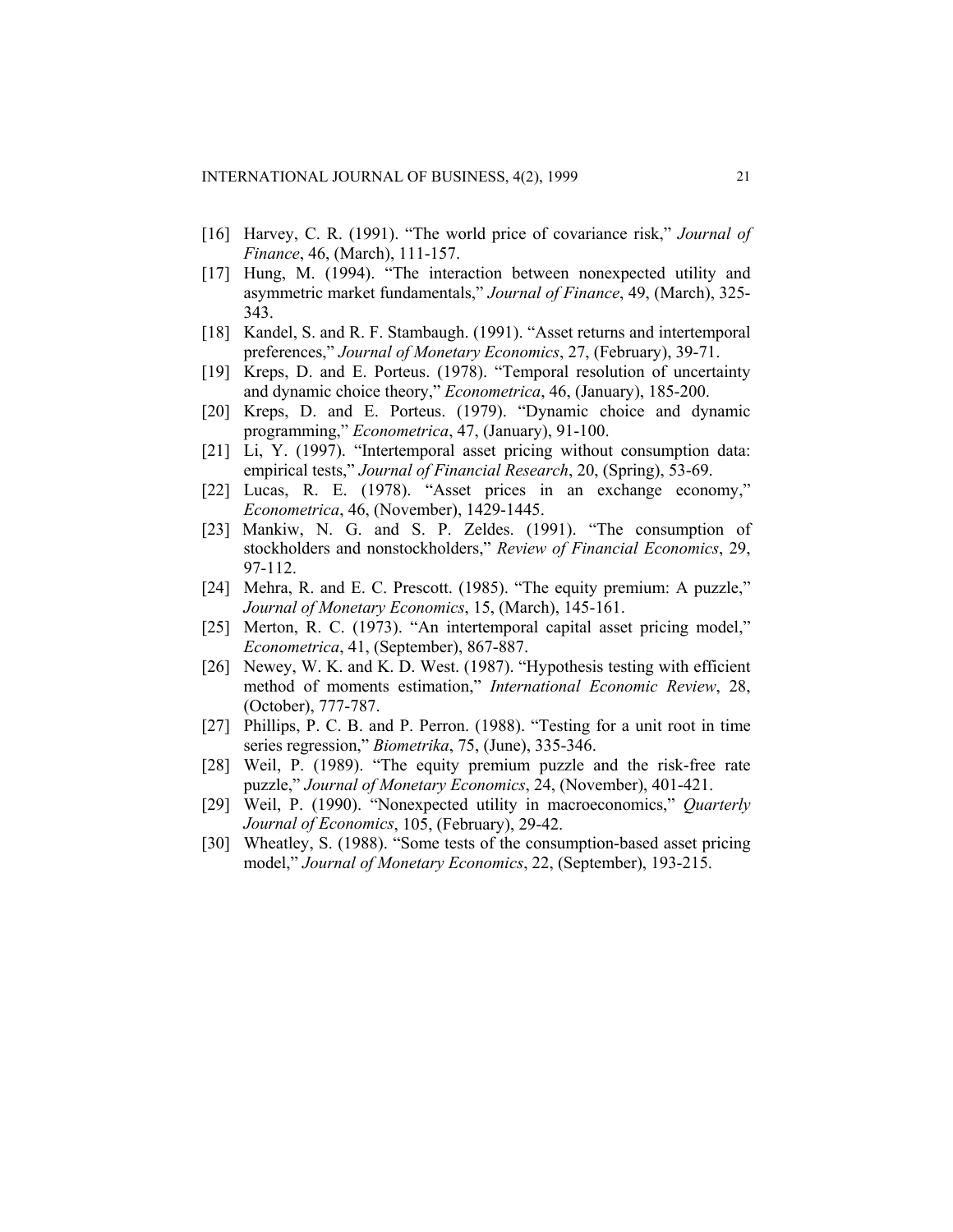[16] Harvey, C. R. (1991). "The world price of covariance risk," *Journal of Finance*, 46, (March), 111-157.

[17] Hung, M. (1994). "The interaction between nonexpected utility and asymmetric market fundamentals," *Journal of Finance*, 49, (March), 325-343.

[18] Kandel, S. and R. F. Stambaugh. (1991). "Asset returns and intertemporal preferences," *Journal of Monetary Economics*, 27, (February), 39-71.

[19] Kreps, D. and E. Porteus. (1978). "Temporal resolution of uncertainty and dynamic choice theory," *Econometrica*, 46, (January), 185-200.

[20] Kreps, D. and E. Porteus. (1979). "Dynamic choice and dynamic programming," *Econometrica*, 47, (January), 91-100.

[21] Li, Y. (1997). "Intertemporal asset pricing without consumption data: empirical tests," *Journal of Financial Research*, 20, (Spring), 53-69.

[22] Lucas, R. E. (1978). "Asset prices in an exchange economy," *Econometrica*, 46, (November), 1429-1445.

[23] Mankiw, N. G. and S. P. Zeldes. (1991). "The consumption of stockholders and nonstockholders," *Review of Financial Economics*, 29, 97-112.

[24] Mehra, R. and E. C. Prescott. (1985). "The equity premium: A puzzle," *Journal of Monetary Economics*, 15, (March), 145-161.

[25] Merton, R. C. (1973). "An intertemporal capital asset pricing model," *Econometrica*, 41, (September), 867-887.

[26] Newey, W. K. and K. D. West. (1987). "Hypothesis testing with efficient method of moments estimation," *International Economic Review*, 28, (October), 777-787.

[27] Phillips, P. C. B. and P. Perron. (1988). "Testing for a unit root in time series regression," *Biometrika*, 75, (June), 335-346.

[28] Weil, P. (1989). "The equity premium puzzle and the risk-free rate puzzle," *Journal of Monetary Economics*, 24, (November), 401-421.

[29] Weil, P. (1990). "Nonexpected utility in macroeconomics," *Quarterly Journal of Economics*, 105, (February), 29-42.

[30] Wheatley, S. (1988). "Some tests of the consumption-based asset pricing model," *Journal of Monetary Economics*, 22, (September), 193-215.